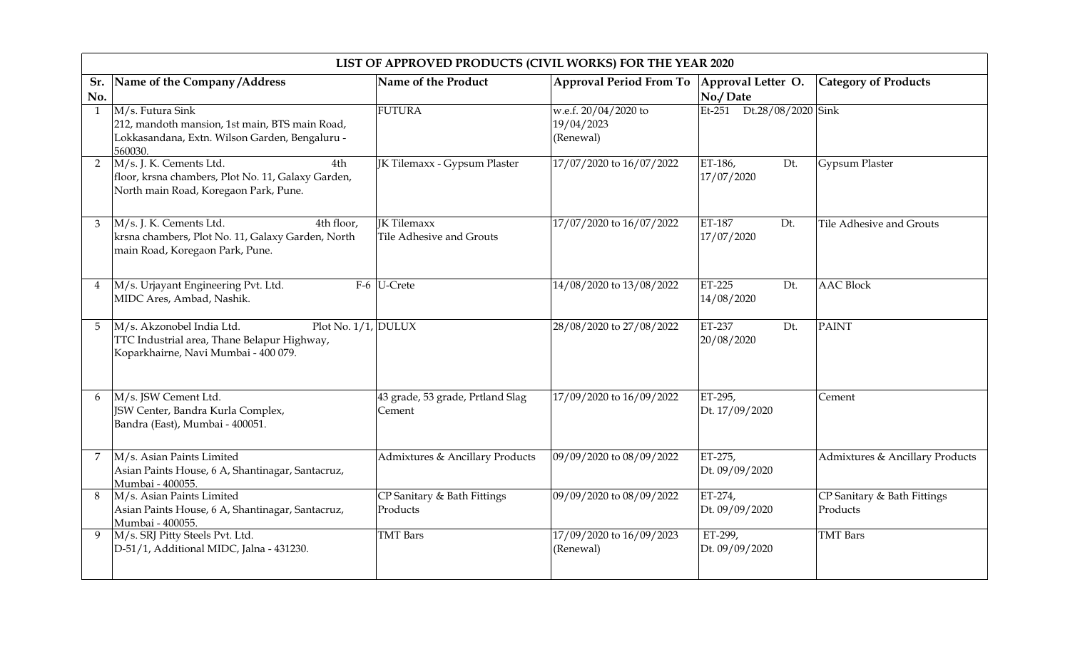| LIST OF APPROVED PRODUCTS (CIVIL WORKS) FOR THE YEAR 2020 | | | | | |
|---|---|---|---|---|---|
| Sr. No. | Name of the Company /Address | Name of the Product | Approval Period From To | Approval Letter O. No./ Date | Category of Products |
| 1 | M/s. Futura Sink 212, mandoth mansion, 1st main, BTS main Road, Lokkasandana, Extn. Wilson Garden, Bengaluru - 560030. | FUTURA | w.e.f. 20/04/2020 to 19/04/2023 (Renewal) | Et-251 Dt.28/08/2020 | Sink |
| 2 | M/s. J. K. Cements Ltd. 4th floor, krsna chambers, Plot No. 11, Galaxy Garden, North main Road, Koregaon Park, Pune. | JK Tilemaxx - Gypsum Plaster | 17/07/2020 to 16/07/2022 | ET-186, Dt. 17/07/2020 | Gypsum Plaster |
| 3 | M/s. J. K. Cements Ltd. 4th floor, krsna chambers, Plot No. 11, Galaxy Garden, North main Road, Koregaon Park, Pune. | JK Tilemaxx Tile Adhesive and Grouts | 17/07/2020 to 16/07/2022 | ET-187 Dt. 17/07/2020 | Tile Adhesive and Grouts |
| 4 | M/s. Urjayant Engineering Pvt. Ltd. F-6 MIDC Ares, Ambad, Nashik. | U-Crete | 14/08/2020 to 13/08/2022 | ET-225 Dt. 14/08/2020 | AAC Block |
| 5 | M/s. Akzonobel India Ltd. Plot No. 1/1, TTC Industrial area, Thane Belapur Highway, Koparkhairne, Navi Mumbai - 400 079. | DULUX | 28/08/2020 to 27/08/2022 | ET-237 Dt. 20/08/2020 | PAINT |
| 6 | M/s. JSW Cement Ltd. JSW Center, Bandra Kurla Complex, Bandra (East), Mumbai - 400051. | 43 grade, 53 grade, Prtland Slag Cement | 17/09/2020 to 16/09/2022 | ET-295, Dt. 17/09/2020 | Cement |
| 7 | M/s. Asian Paints Limited Asian Paints House, 6 A, Shantinagar, Santacruz, Mumbai - 400055. | Admixtures & Ancillary Products | 09/09/2020 to 08/09/2022 | ET-275, Dt. 09/09/2020 | Admixtures & Ancillary Products |
| 8 | M/s. Asian Paints Limited Asian Paints House, 6 A, Shantinagar, Santacruz, Mumbai - 400055. | CP Sanitary & Bath Fittings Products | 09/09/2020 to 08/09/2022 | ET-274, Dt. 09/09/2020 | CP Sanitary & Bath Fittings Products |
| 9 | M/s. SRJ Pitty Steels Pvt. Ltd. D-51/1, Additional MIDC, Jalna - 431230. | TMT Bars | 17/09/2020 to 16/09/2023 (Renewal) | ET-299, Dt. 09/09/2020 | TMT Bars |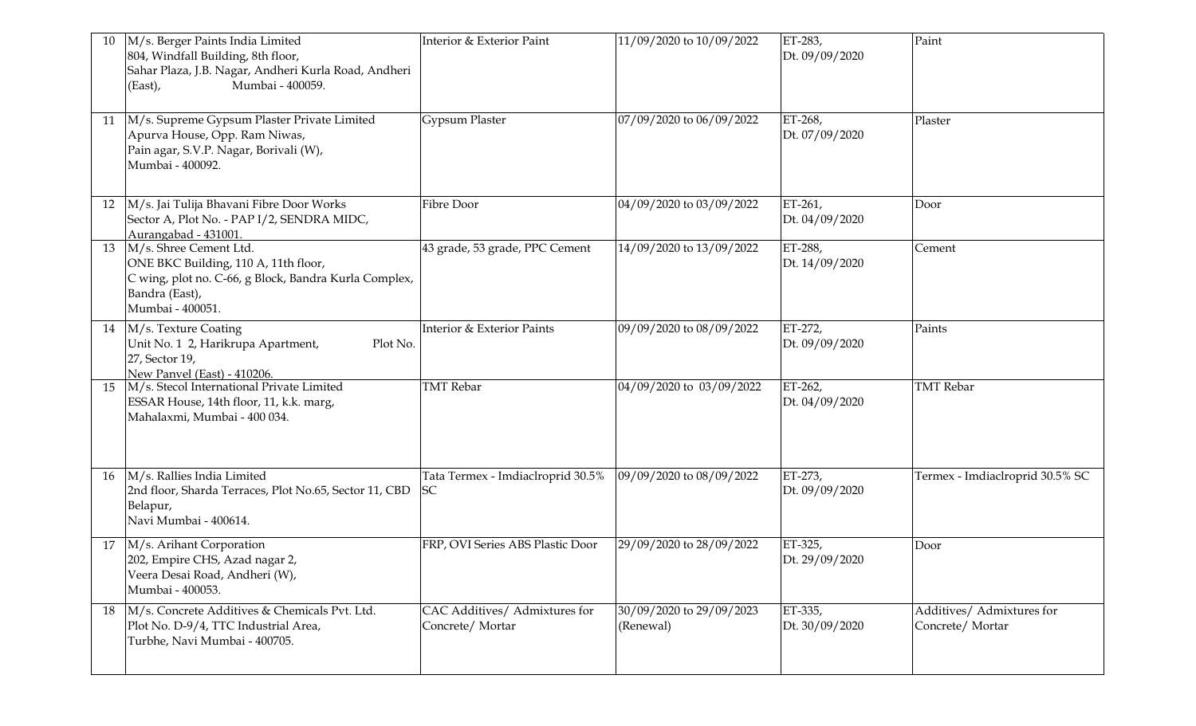| 10 | M/s. Berger Paints India Limited<br>804, Windfall Building, 8th floor,<br>Sahar Plaza, J.B. Nagar, Andheri Kurla Road, Andheri (East), Mumbai - 400059. | Interior & Exterior Paint | 11/09/2020 to 10/09/2022 | ET-283,<br>Dt. 09/09/2020 | Paint |
|---|---|---|---|---|---|
| 11 | M/s. Supreme Gypsum Plaster Private Limited<br>Apurva House, Opp. Ram Niwas,<br>Pain agar, S.V.P. Nagar, Borivali (W),<br>Mumbai - 400092. | Gypsum Plaster | 07/09/2020 to 06/09/2022 | ET-268,<br>Dt. 07/09/2020 | Plaster |
| 12 | M/s. Jai Tulija Bhavani Fibre Door Works<br>Sector A, Plot No. - PAP I/2, SENDRA MIDC,<br>Aurangabad - 431001. | Fibre Door | 04/09/2020 to 03/09/2022 | ET-261,<br>Dt. 04/09/2020 | Door |
| 13 | M/s. Shree Cement Ltd.<br>ONE BKC Building, 110 A, 11th floor,<br>C wing, plot no. C-66, g Block, Bandra Kurla Complex, Bandra (East),<br>Mumbai - 400051. | 43 grade, 53 grade, PPC Cement | 14/09/2020 to 13/09/2022 | ET-288,<br>Dt. 14/09/2020 | Cement |
| 14 | M/s. Texture Coating<br>Unit No. 1 2, Harikrupa Apartment, Plot No. 27, Sector 19,<br>New Panvel (East) - 410206. | Interior & Exterior Paints | 09/09/2020 to 08/09/2022 | ET-272,<br>Dt. 09/09/2020 | Paints |
| 15 | M/s. Stecol International Private Limited<br>ESSAR House, 14th floor, 11, k.k. marg,<br>Mahalaxmi, Mumbai - 400 034. | TMT Rebar | 04/09/2020 to 03/09/2022 | ET-262,<br>Dt. 04/09/2020 | TMT Rebar |
| 16 | M/s. Rallies India Limited<br>2nd floor, Sharda Terraces, Plot No.65, Sector 11, CBD Belapur,<br>Navi Mumbai - 400614. | Tata Termex - Imdiaclroprid 30.5% SC | 09/09/2020 to 08/09/2022 | ET-273,<br>Dt. 09/09/2020 | Termex - Imdiaclroprid 30.5% SC |
| 17 | M/s. Arihant Corporation<br>202, Empire CHS, Azad nagar 2,<br>Veera Desai Road, Andheri (W),<br>Mumbai - 400053. | FRP, OVI Series ABS Plastic Door | 29/09/2020 to 28/09/2022 | ET-325,<br>Dt. 29/09/2020 | Door |
| 18 | M/s. Concrete Additives & Chemicals Pvt. Ltd.<br>Plot No. D-9/4, TTC Industrial Area,<br>Turbhe, Navi Mumbai - 400705. | CAC Additives/ Admixtures for Concrete/ Mortar | 30/09/2020 to 29/09/2023 (Renewal) | ET-335,<br>Dt. 30/09/2020 | Additives/ Admixtures for Concrete/ Mortar |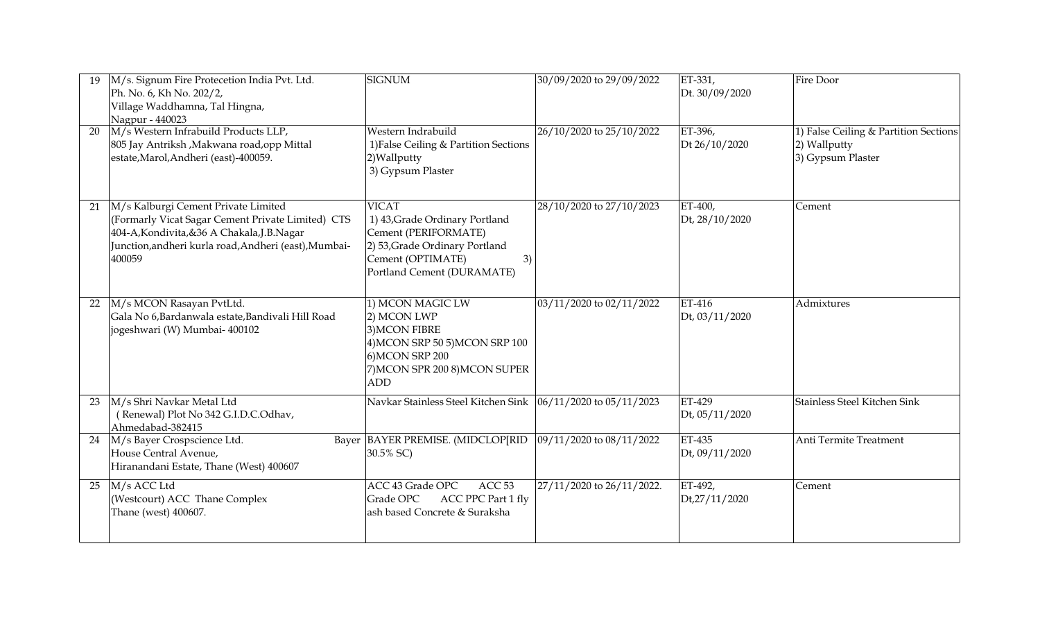| 19 | M/s. Signum Fire Protecetion India Pvt. Ltd.<br>Ph. No. 6, Kh No. 202/2,<br>Village Waddhamna, Tal Hingna,<br>Nagpur - 440023 | SIGNUM | 30/09/2020 to 29/09/2022 | ET-331,<br>Dt. 30/09/2020 | Fire Door |
|---|---|---|---|---|---|
| 20 | M/s Western Infrabuild Products LLP,<br>805 Jay Antriksh ,Makwana road,opp Mittal estate,Marol,Andheri (east)-400059. | Western Indrabuild<br>1)False Ceiling & Partition Sections<br>2)Wallputty<br>3) Gypsum Plaster | 26/10/2020 to 25/10/2022 | ET-396,<br>Dt 26/10/2020 | 1) False Ceiling & Partition Sections<br>2) Wallputty<br>3) Gypsum Plaster |
| 21 | M/s Kalburgi Cement Private Limited<br>(Formarly Vicat Sagar Cement Private Limited) CTS 404-A,Kondivita,&36 A Chakala,J.B.Nagar Junction,andheri kurla road,Andheri (east),Mumbai-400059 | VICAT<br>1) 43,Grade Ordinary Portland Cement (PERIFORMATE)<br>2) 53,Grade Ordinary Portland Cement (OPTIMATE) 3) Portland Cement (DURAMATE) | 28/10/2020 to 27/10/2023 | ET-400,<br>Dt, 28/10/2020 | Cement |
| 22 | M/s MCON Rasayan PvtLtd.<br>Gala No 6,Bardanwala estate,Bandivali Hill Road jogeshwari (W) Mumbai- 400102 | 1) MCON MAGIC LW<br>2) MCON LWP<br>3)MCON FIBRE<br>4)MCON SRP 50 5)MCON SRP 100<br>6)MCON SRP 200<br>7)MCON SPR 200 8)MCON SUPER ADD | 03/11/2020 to 02/11/2022 | ET-416<br>Dt, 03/11/2020 | Admixtures |
| 23 | M/s Shri Navkar Metal Ltd<br>( Renewal) Plot No 342 G.I.D.C.Odhav, Ahmedabad-382415 | Navkar Stainless Steel Kitchen Sink | 06/11/2020 to 05/11/2023 | ET-429<br>Dt, 05/11/2020 | Stainless Steel Kitchen Sink |
| 24 | M/s Bayer Crospscience Ltd. Bayer House Central Avenue,<br>Hiranandani Estate, Thane (West) 400607 | BAYER PREMISE. (MIDCLOP[RID 30.5% SC) | 09/11/2020 to 08/11/2022 | ET-435<br>Dt, 09/11/2020 | Anti Termite Treatment |
| 25 | M/s ACC Ltd<br>(Westcourt) ACC Thane Complex<br>Thane (west) 400607. | ACC 43 Grade OPC ACC 53 Grade OPC ACC PPC Part 1 fly ash based Concrete & Suraksha | 27/11/2020 to 26/11/2022. | ET-492,<br>Dt,27/11/2020 | Cement |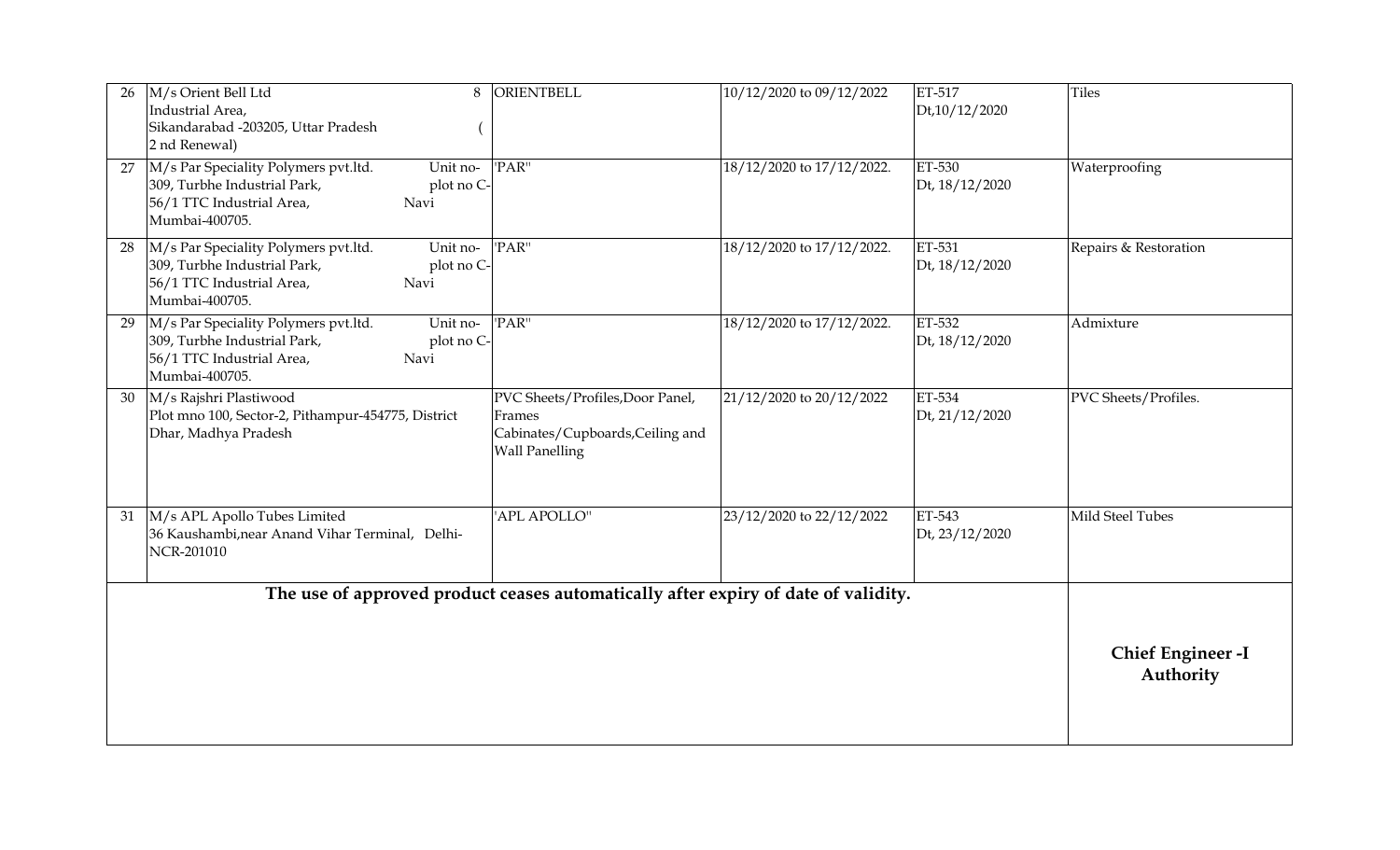| 26 | M/s Orient Bell Ltd 8 Industrial Area, Sikandarabad -203205, Uttar Pradesh ( 2 nd Renewal) | ORIENTBELL | 10/12/2020 to 09/12/2022 | ET-517 Dt,10/12/2020 | Tiles |
|---|---|---|---|---|---|
| 27 | M/s Par Speciality Polymers pvt.ltd. Unit no- 309, Turbhe Industrial Park, plot no C-56/1 TTC Industrial Area, Navi Mumbai-400705. | 'PAR" | 18/12/2020 to 17/12/2022. | ET-530 Dt, 18/12/2020 | Waterproofing |
| 28 | M/s Par Speciality Polymers pvt.ltd. Unit no- 309, Turbhe Industrial Park, plot no C-56/1 TTC Industrial Area, Navi Mumbai-400705. | 'PAR" | 18/12/2020 to 17/12/2022. | ET-531 Dt, 18/12/2020 | Repairs & Restoration |
| 29 | M/s Par Speciality Polymers pvt.ltd. Unit no- 309, Turbhe Industrial Park, plot no C-56/1 TTC Industrial Area, Navi Mumbai-400705. | 'PAR" | 18/12/2020 to 17/12/2022. | ET-532 Dt, 18/12/2020 | Admixture |
| 30 | M/s Rajshri Plastiwood Plot mno 100, Sector-2, Pithampur-454775, District Dhar, Madhya Pradesh | PVC Sheets/Profiles,Door Panel, Frames Cabinates/Cupboards,Ceiling and Wall Panelling | 21/12/2020 to 20/12/2022 | ET-534 Dt, 21/12/2020 | PVC Sheets/Profiles. |
| 31 | M/s APL Apollo Tubes Limited 36 Kaushambi,near Anand Vihar Terminal, Delhi-NCR-201010 | 'APL APOLLO" | 23/12/2020 to 22/12/2022 | ET-543 Dt, 23/12/2020 | Mild Steel Tubes |

**The use of approved product ceases automatically after expiry of date of validity.**

**Chief Engineer -I**
**Authority**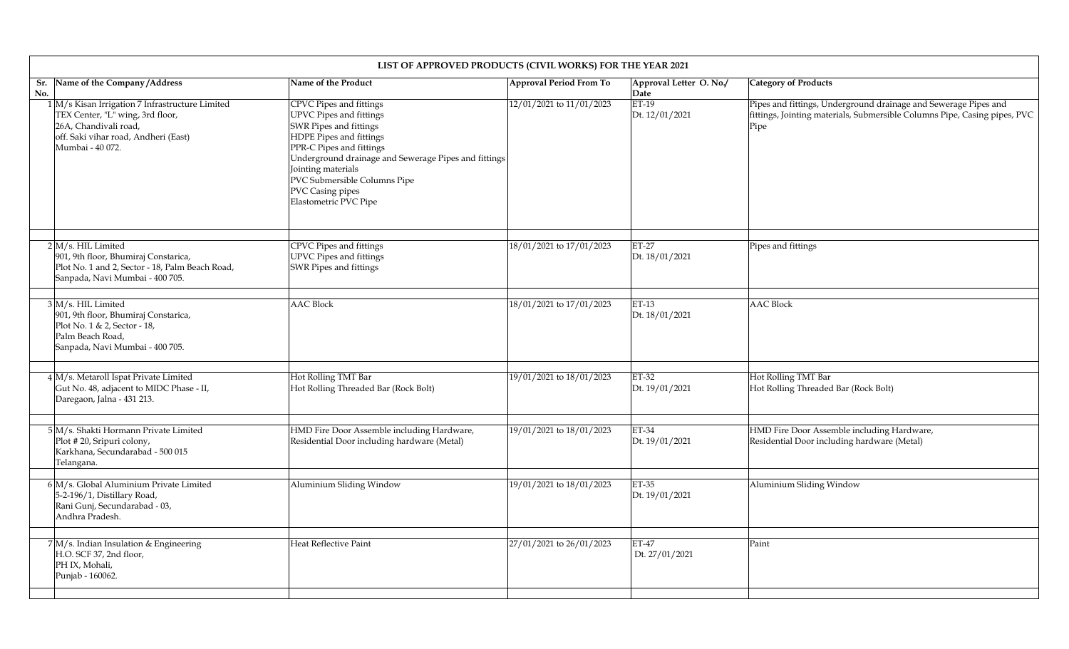| LIST OF APPROVED PRODUCTS (CIVIL WORKS) FOR THE YEAR 2021 | | | | | |
|---|---|---|---|---|---|
| Sr. No. | Name of the Company /Address | Name of the Product | Approval Period From To | Approval Letter O. No./ Date | Category of Products |
| 1 | M/s Kisan Irrigation 7 Infrastructure Limited<br>TEX Center, "L" wing, 3rd floor,<br>26A, Chandivali road,<br>off. Saki vihar road, Andheri (East)<br>Mumbai - 40 072. | CPVC Pipes and fittings<br>UPVC Pipes and fittings<br>SWR Pipes and fittings<br>HDPE Pipes and fittings<br>PPR-C Pipes and fittings<br>Underground drainage and Sewerage Pipes and fittings<br>Jointing materials<br>PVC Submersible Columns Pipe<br>PVC Casing pipes<br>Elastometric PVC Pipe | 12/01/2021 to 11/01/2023 | ET-19<br>Dt. 12/01/2021 | Pipes and fittings, Underground drainage and Sewerage Pipes and fittings, Jointing materials, Submersible Columns Pipe, Casing pipes, PVC Pipe |
| 2 | M/s. HIL Limited<br>901, 9th floor, Bhumiraj Constarica,<br>Plot No. 1 and 2, Sector - 18, Palm Beach Road,<br>Sanpada, Navi Mumbai - 400 705. | CPVC Pipes and fittings<br>UPVC Pipes and fittings<br>SWR Pipes and fittings | 18/01/2021 to 17/01/2023 | ET-27<br>Dt. 18/01/2021 | Pipes and fittings |
| 3 | M/s. HIL Limited<br>901, 9th floor, Bhumiraj Constarica,<br>Plot No. 1 & 2, Sector - 18,<br>Palm Beach Road,<br>Sanpada, Navi Mumbai - 400 705. | AAC Block | 18/01/2021 to 17/01/2023 | ET-13<br>Dt. 18/01/2021 | AAC Block |
| 4 | M/s. Metaroll Ispat Private Limited<br>Gut No. 48, adjacent to MIDC Phase - II,<br>Daregaon, Jalna - 431 213. | Hot Rolling TMT Bar<br>Hot Rolling Threaded Bar (Rock Bolt) | 19/01/2021 to 18/01/2023 | ET-32<br>Dt. 19/01/2021 | Hot Rolling TMT Bar<br>Hot Rolling Threaded Bar (Rock Bolt) |
| 5 | M/s. Shakti Hormann Private Limited<br>Plot # 20, Sripuri colony,<br>Karkhana, Secundarabad - 500 015<br>Telangana. | HMD Fire Door Assemble including Hardware,<br>Residential Door including hardware (Metal) | 19/01/2021 to 18/01/2023 | ET-34<br>Dt. 19/01/2021 | HMD Fire Door Assemble including Hardware,<br>Residential Door including hardware (Metal) |
| 6 | M/s. Global Aluminium Private Limited<br>5-2-196/1, Distillary Road,<br>Rani Gunj, Secundarabad - 03,<br>Andhra Pradesh. | Aluminium Sliding Window | 19/01/2021 to 18/01/2023 | ET-35<br>Dt. 19/01/2021 | Aluminium Sliding Window |
| 7 | M/s. Indian Insulation & Engineering<br>H.O. SCF 37, 2nd floor,<br>PH IX, Mohali,<br>Punjab - 160062. | Heat Reflective Paint | 27/01/2021 to 26/01/2023 | ET-47<br>Dt. 27/01/2021 | Paint |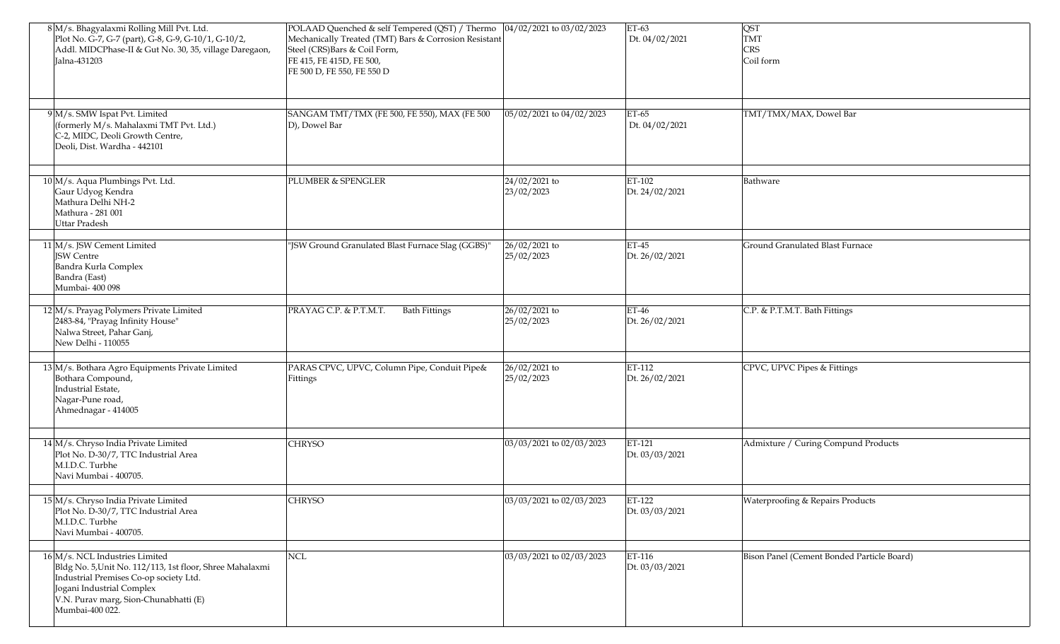| | | | | | |
|---|---|---|---|---|---|
| 8 | M/s. Bhagyalaxmi Rolling Mill Pvt. Ltd.<br>Plot No. G-7, G-7 (part), G-8, G-9, G-10/1, G-10/2,<br>Addl. MIDCPhase-II & Gut No. 30, 35, village Daregaon,<br>Jalna-431203 | POLAAD Quenched & self Tempered (QST) / Thermo Mechanically Treated (TMT) Bars & Corrosion Resistant Steel (CRS)Bars & Coil Form,<br>FE 415, FE 415D, FE 500,<br>FE 500 D, FE 550, FE 550 D | 04/02/2021 to 03/02/2023 | ET-63<br>Dt. 04/02/2021 | QST<br>TMT<br>CRS<br>Coil form |
| 9 | M/s. SMW Ispat Pvt. Limited<br>(formerly M/s. Mahalaxmi TMT Pvt. Ltd.)<br>C-2, MIDC, Deoli Growth Centre,<br>Deoli, Dist. Wardha - 442101 | SANGAM TMT/TMX (FE 500, FE 550), MAX (FE 500 D), Dowel Bar | 05/02/2021 to 04/02/2023 | ET-65<br>Dt. 04/02/2021 | TMT/TMX/MAX, Dowel Bar |
| 10 | M/s. Aqua Plumbings Pvt. Ltd.<br>Gaur Udyog Kendra<br>Mathura Delhi NH-2<br>Mathura - 281 001<br>Uttar Pradesh | PLUMBER & SPENGLER | 24/02/2021 to<br>23/02/2023 | ET-102<br>Dt. 24/02/2021 | Bathware |
| 11 | M/s. JSW Cement Limited<br>JSW Centre<br>Bandra Kurla Complex<br>Bandra (East)<br>Mumbai- 400 098 | "JSW Ground Granulated Blast Furnace Slag (GGBS)" | 26/02/2021 to<br>25/02/2023 | ET-45<br>Dt. 26/02/2021 | Ground Granulated Blast Furnace |
| 12 | M/s. Prayag Polymers Private Limited<br>2483-84, "Prayag Infinity House"<br>Nalwa Street, Pahar Ganj,<br>New Delhi - 110055 | PRAYAG C.P. & P.T.M.T. Bath Fittings | 26/02/2021 to<br>25/02/2023 | ET-46<br>Dt. 26/02/2021 | C.P. & P.T.M.T. Bath Fittings |
| 13 | M/s. Bothara Agro Equipments Private Limited<br>Bothara Compound,<br>Industrial Estate,<br>Nagar-Pune road,<br>Ahmednagar - 414005 | PARAS CPVC, UPVC, Column Pipe, Conduit Pipe& Fittings | 26/02/2021 to<br>25/02/2023 | ET-112<br>Dt. 26/02/2021 | CPVC, UPVC Pipes & Fittings |
| 14 | M/s. Chryso India Private Limited<br>Plot No. D-30/7, TTC Industrial Area<br>M.I.D.C. Turbhe<br>Navi Mumbai - 400705. | CHRYSO | 03/03/2021 to 02/03/2023 | ET-121<br>Dt. 03/03/2021 | Admixture / Curing Compund Products |
| 15 | M/s. Chryso India Private Limited<br>Plot No. D-30/7, TTC Industrial Area<br>M.I.D.C. Turbhe<br>Navi Mumbai - 400705. | CHRYSO | 03/03/2021 to 02/03/2023 | ET-122<br>Dt. 03/03/2021 | Waterproofing & Repairs Products |
| 16 | M/s. NCL Industries Limited<br>Bldg No. 5,Unit No. 112/113, 1st floor, Shree Mahalaxmi Industrial Premises Co-op society Ltd.<br>Jogani Industrial Complex<br>V.N. Purav marg, Sion-Chunabhatti (E)<br>Mumbai-400 022. | NCL | 03/03/2021 to 02/03/2023 | ET-116<br>Dt. 03/03/2021 | Bison Panel (Cement Bonded Particle Board) |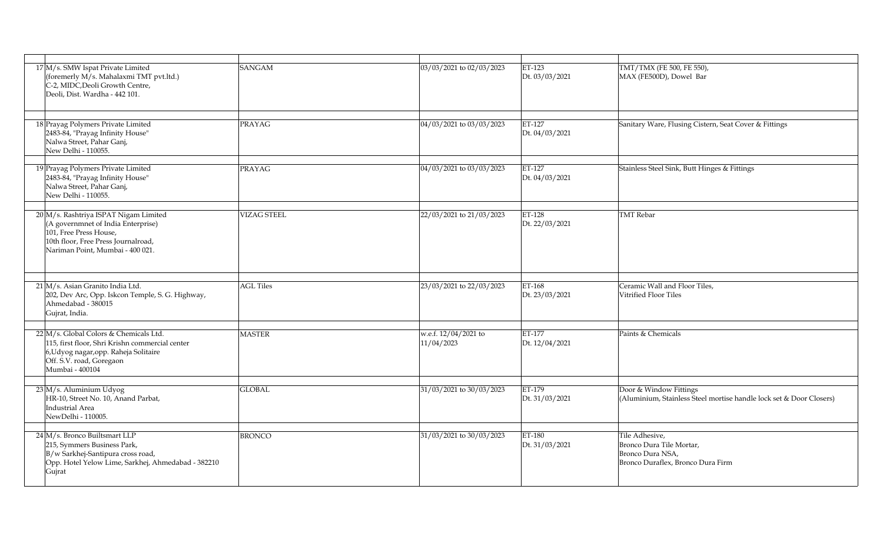| | | | | |
|---|---|---|---|---|
| 17 M/s. SMW Ispat Private Limited (foremerly M/s. Mahalaxmi TMT pvt.ltd.) C-2, MIDC,Deoli Growth Centre, Deoli, Dist. Wardha - 442 101. | SANGAM | 03/03/2021 to 02/03/2023 | ET-123 Dt. 03/03/2021 | TMT/TMX (FE 500, FE 550), MAX (FE500D), Dowel Bar |
| 18 Prayag Polymers Private Limited 2483-84, "Prayag Infinity House" Nalwa Street, Pahar Ganj, New Delhi - 110055. | PRAYAG | 04/03/2021 to 03/03/2023 | ET-127 Dt. 04/03/2021 | Sanitary Ware, Flusing Cistern, Seat Cover & Fittings |
| 19 Prayag Polymers Private Limited 2483-84, "Prayag Infinity House" Nalwa Street, Pahar Ganj, New Delhi - 110055. | PRAYAG | 04/03/2021 to 03/03/2023 | ET-127 Dt. 04/03/2021 | Stainless Steel Sink, Butt Hinges & Fittings |
| 20 M/s. Rashtriya ISPAT Nigam Limited (A governmnet of India Enterprise) 101, Free Press House, 10th floor, Free Press Journalroad, Nariman Point, Mumbai - 400 021. | VIZAG STEEL | 22/03/2021 to 21/03/2023 | ET-128 Dt. 22/03/2021 | TMT Rebar |
| 21 M/s. Asian Granito India Ltd. 202, Dev Arc, Opp. Iskcon Temple, S. G. Highway, Ahmedabad - 380015 Gujrat, India. | AGL Tiles | 23/03/2021 to 22/03/2023 | ET-168 Dt. 23/03/2021 | Ceramic Wall and Floor Tiles, Vitrified Floor Tiles |
| 22 M/s. Global Colors & Chemicals Ltd. 115, first floor, Shri Krishn commercial center 6,Udyog nagar,opp. Raheja Solitaire Off. S.V. road, Goregaon Mumbai - 400104 | MASTER | w.e.f. 12/04/2021 to 11/04/2023 | ET-177 Dt. 12/04/2021 | Paints & Chemicals |
| 23 M/s. Aluminium Udyog HR-10, Street No. 10, Anand Parbat, Industrial Area NewDelhi - 110005. | GLOBAL | 31/03/2021 to 30/03/2023 | ET-179 Dt. 31/03/2021 | Door & Window Fittings (Aluminium, Stainless Steel mortise handle lock set & Door Closers) |
| 24 M/s. Bronco Builtsmart LLP 215, Symmers Business Park, B/w Sarkhej-Santipura cross road, Opp. Hotel Yelow Lime, Sarkhej, Ahmedabad - 382210 Gujrat | BRONCO | 31/03/2021 to 30/03/2023 | ET-180 Dt. 31/03/2021 | Tile Adhesive, Bronco Dura Tile Mortar, Bronco Dura NSA, Bronco Duraflex, Bronco Dura Firm |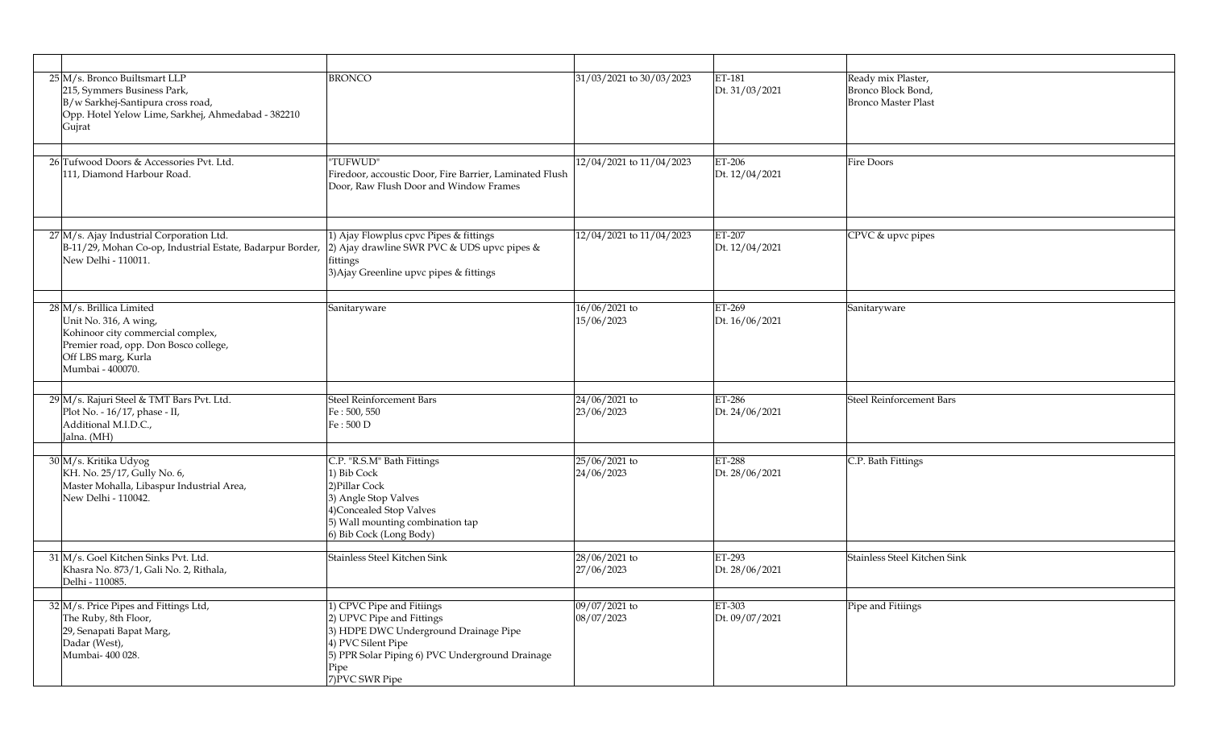| | | | | | |
|---|---|---|---|---|---|
| 25 | M/s. Bronco Builtsmart LLP<br>215, Symmers Business Park,<br>B/w Sarkhej-Santipura cross road,<br>Opp. Hotel Yelow Lime, Sarkhej, Ahmedabad - 382210<br>Gujrat | BRONCO | 31/03/2021 to 30/03/2023 | ET-181<br>Dt. 31/03/2021 | Ready mix Plaster,<br>Bronco Block Bond,<br>Bronco Master Plast |
| 26 | Tufwood Doors & Accessories Pvt. Ltd.<br>111, Diamond Harbour Road. | "TUFWUD"<br>Firedoor, accoustic Door, Fire Barrier, Laminated Flush Door, Raw Flush Door and Window Frames | 12/04/2021 to 11/04/2023 | ET-206<br>Dt. 12/04/2021 | Fire Doors |
| 27 | M/s. Ajay Industrial Corporation Ltd.<br>B-11/29, Mohan Co-op, Industrial Estate, Badarpur Border, New Delhi - 110011. | 1) Ajay Flowplus cpvc Pipes & fittings<br>2) Ajay drawline SWR PVC & UDS upvc pipes & fittings<br>3)Ajay Greenline upvc pipes & fittings | 12/04/2021 to 11/04/2023 | ET-207<br>Dt. 12/04/2021 | CPVC & upvc pipes |
| 28 | M/s. Brillica Limited<br>Unit No. 316, A wing,<br>Kohinoor city commercial complex,<br>Premier road, opp. Don Bosco college,<br>Off LBS marg, Kurla<br>Mumbai - 400070. | Sanitaryware | 16/06/2021 to<br>15/06/2023 | ET-269<br>Dt. 16/06/2021 | Sanitaryware |
| 29 | M/s. Rajuri Steel & TMT Bars Pvt. Ltd.<br>Plot No. - 16/17, phase - II,<br>Additional M.I.D.C.,<br>Jalna. (MH) | Steel Reinforcement Bars<br>Fe : 500, 550<br>Fe : 500 D | 24/06/2021 to<br>23/06/2023 | ET-286<br>Dt. 24/06/2021 | Steel Reinforcement Bars |
| 30 | M/s. Kritika Udyog<br>KH. No. 25/17, Gully No. 6,<br>Master Mohalla, Libaspur Industrial Area,<br>New Delhi - 110042. | C.P. "R.S.M" Bath Fittings<br>1) Bib Cock<br>2)Pillar Cock<br>3) Angle Stop Valves<br>4)Concealed Stop Valves<br>5) Wall mounting combination tap<br>6) Bib Cock (Long Body) | 25/06/2021 to<br>24/06/2023 | ET-288<br>Dt. 28/06/2021 | C.P. Bath Fittings |
| 31 | M/s. Goel Kitchen Sinks Pvt. Ltd.<br>Khasra No. 873/1, Gali No. 2, Rithala,<br>Delhi - 110085. | Stainless Steel Kitchen Sink | 28/06/2021 to<br>27/06/2023 | ET-293<br>Dt. 28/06/2021 | Stainless Steel Kitchen Sink |
| 32 | M/s. Price Pipes and Fittings Ltd,<br>The Ruby, 8th Floor,<br>29, Senapati Bapat Marg,<br>Dadar (West),<br>Mumbai- 400 028. | 1) CPVC Pipe and Fitiings<br>2) UPVC Pipe and Fittings<br>3) HDPE DWC Underground Drainage Pipe<br>4) PVC Silent Pipe<br>5) PPR Solar Piping 6) PVC Underground Drainage Pipe<br>7)PVC SWR Pipe | 09/07/2021 to<br>08/07/2023 | ET-303<br>Dt. 09/07/2021 | Pipe and Fitiings |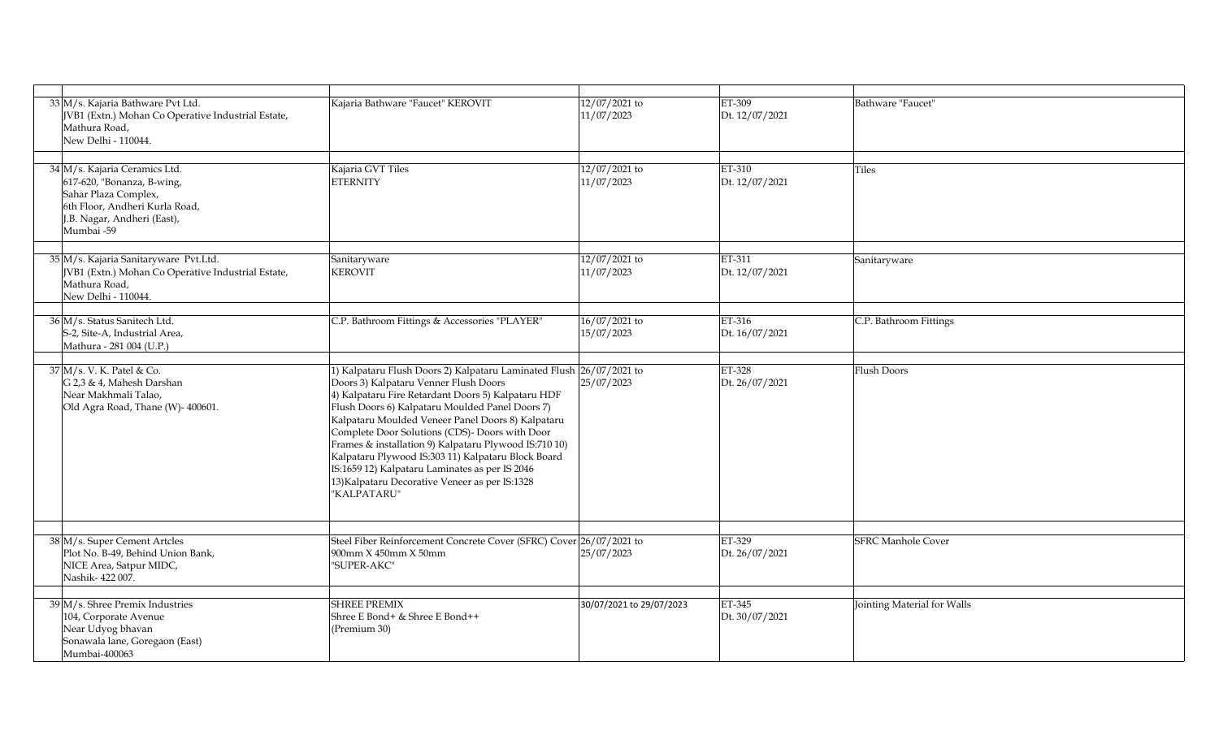| | | | | | |
|---|---|---|---|---|---|
| 33 | M/s. Kajaria Bathware Pvt Ltd.<br>JVB1 (Extn.) Mohan Co Operative Industrial Estate,<br>Mathura Road,<br>New Delhi - 110044. | Kajaria Bathware "Faucet" KEROVIT | 12/07/2021 to<br>11/07/2023 | ET-309<br>Dt. 12/07/2021 | Bathware "Faucet" |
| 34 | M/s. Kajaria Ceramics Ltd.<br>617-620, "Bonanza, B-wing,<br>Sahar Plaza Complex,<br>6th Floor, Andheri Kurla Road,<br>J.B. Nagar, Andheri (East),<br>Mumbai -59 | Kajaria GVT Tiles<br>ETERNITY | 12/07/2021 to<br>11/07/2023 | ET-310<br>Dt. 12/07/2021 | Tiles |
| 35 | M/s. Kajaria Sanitaryware Pvt.Ltd.<br>JVB1 (Extn.) Mohan Co Operative Industrial Estate,<br>Mathura Road,<br>New Delhi - 110044. | Sanitaryware<br>KEROVIT | 12/07/2021 to<br>11/07/2023 | ET-311<br>Dt. 12/07/2021 | Sanitaryware |
| 36 | M/s. Status Sanitech Ltd.<br>S-2, Site-A, Industrial Area,<br>Mathura - 281 004 (U.P.) | C.P. Bathroom Fittings & Accessories "PLAYER" | 16/07/2021 to<br>15/07/2023 | ET-316<br>Dt. 16/07/2021 | C.P. Bathroom Fittings |
| 37 | M/s. V. K. Patel & Co.<br>G 2,3 & 4, Mahesh Darshan<br>Near Makhmali Talao,<br>Old Agra Road, Thane (W)- 400601. | 1) Kalpataru Flush Doors 2) Kalpataru Laminated Flush Doors 3) Kalpataru Venner Flush Doors<br>4) Kalpataru Fire Retardant Doors 5) Kalpataru HDF Flush Doors 6) Kalpataru Moulded Panel Doors 7) Kalpataru Moulded Veneer Panel Doors 8) Kalpataru Complete Door Solutions (CDS)- Doors with Door Frames & installation 9) Kalpataru Plywood IS:710 10) Kalpataru Plywood IS:303 11) Kalpataru Block Board IS:1659 12) Kalpataru Laminates as per IS 2046<br>13)Kalpataru Decorative Veneer as per IS:1328<br>"KALPATARU" | 26/07/2021 to<br>25/07/2023 | ET-328<br>Dt. 26/07/2021 | Flush Doors |
| 38 | M/s. Super Cement Artcles<br>Plot No. B-49, Behind Union Bank,<br>NICE Area, Satpur MIDC,<br>Nashik- 422 007. | Steel Fiber Reinforcement Concrete Cover (SFRC) Cover 900mm X 450mm X 50mm<br>"SUPER-AKC" | 26/07/2021 to<br>25/07/2023 | ET-329<br>Dt. 26/07/2021 | SFRC Manhole Cover |
| 39 | M/s. Shree Premix Industries<br>104, Corporate Avenue<br>Near Udyog bhavan<br>Sonawala lane, Goregaon (East)<br>Mumbai-400063 | SHREE PREMIX<br>Shree E Bond+ & Shree E Bond++<br>(Premium 30) | 30/07/2021 to 29/07/2023 | ET-345<br>Dt. 30/07/2021 | Jointing Material for Walls |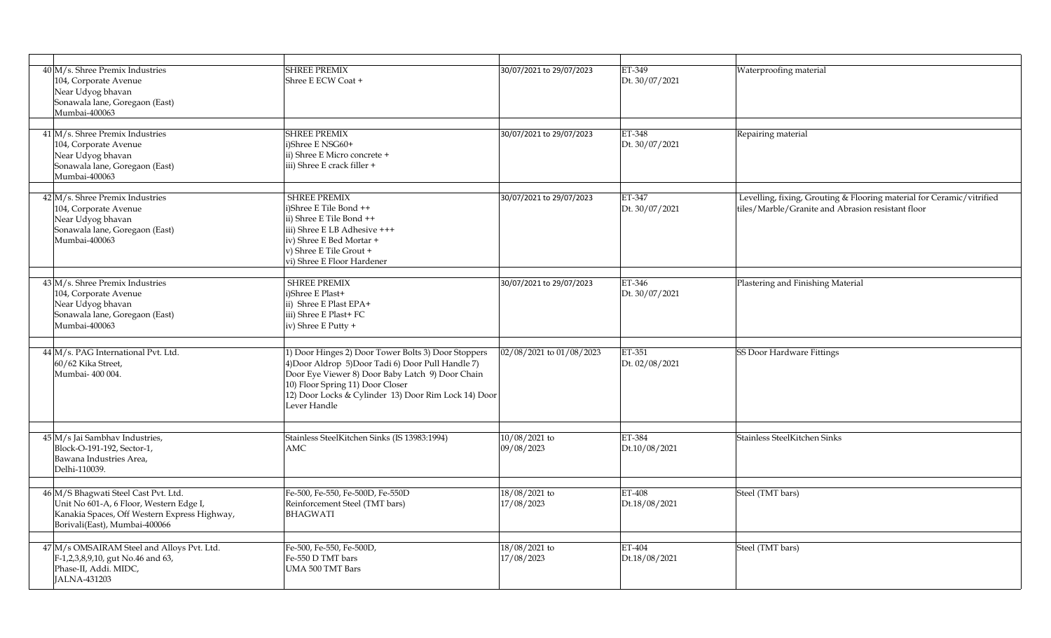| | | | | | |
|---|---|---|---|---|---|
| 40 | M/s. Shree Premix Industries<br>104, Corporate Avenue<br>Near Udyog bhavan<br>Sonawala lane, Goregaon (East)<br>Mumbai-400063 | SHREE PREMIX<br>Shree E ECW Coat + | 30/07/2021 to 29/07/2023 | ET-349<br>Dt. 30/07/2021 | Waterproofing material |
| 41 | M/s. Shree Premix Industries<br>104, Corporate Avenue<br>Near Udyog bhavan<br>Sonawala lane, Goregaon (East)<br>Mumbai-400063 | SHREE PREMIX<br>i)Shree E NSG60+<br>ii) Shree E Micro concrete +<br>iii) Shree E crack filler + | 30/07/2021 to 29/07/2023 | ET-348<br>Dt. 30/07/2021 | Repairing material |
| 42 | M/s. Shree Premix Industries<br>104, Corporate Avenue<br>Near Udyog bhavan<br>Sonawala lane, Goregaon (East)<br>Mumbai-400063 | SHREE PREMIX<br>i)Shree E Tile Bond ++<br>ii) Shree E Tile Bond ++<br>iii) Shree E LB Adhesive +++<br>iv) Shree E Bed Mortar +<br>v) Shree E Tile Grout +<br>vi) Shree E Floor Hardener | 30/07/2021 to 29/07/2023 | ET-347<br>Dt. 30/07/2021 | Levelling, fixing, Grouting & Flooring material for Ceramic/vitrified tiles/Marble/Granite and Abrasion resistant floor |
| 43 | M/s. Shree Premix Industries<br>104, Corporate Avenue<br>Near Udyog bhavan<br>Sonawala lane, Goregaon (East)<br>Mumbai-400063 | SHREE PREMIX<br>i)Shree E Plast+<br>ii) Shree E Plast EPA+<br>iii) Shree E Plast+ FC<br>iv) Shree E Putty + | 30/07/2021 to 29/07/2023 | ET-346<br>Dt. 30/07/2021 | Plastering and Finishing Material |
| 44 | M/s. PAG International Pvt. Ltd.<br>60/62 Kika Street,<br>Mumbai- 400 004. | 1) Door Hinges 2) Door Tower Bolts 3) Door Stoppers 4)Door Aldrop 5)Door Tadi 6) Door Pull Handle 7) Door Eye Viewer 8) Door Baby Latch 9) Door Chain 10) Floor Spring 11) Door Closer<br>12) Door Locks & Cylinder 13) Door Rim Lock 14) Door Lever Handle | 02/08/2021 to 01/08/2023 | ET-351<br>Dt. 02/08/2021 | SS Door Hardware Fittings |
| 45 | M/s Jai Sambhav Industries,<br>Block-O-191-192, Sector-1,<br>Bawana Industries Area,<br>Delhi-110039. | Stainless SteelKitchen Sinks (IS 13983:1994)<br>AMC | 10/08/2021 to<br>09/08/2023 | ET-384<br>Dt.10/08/2021 | Stainless SteelKitchen Sinks |
| 46 | M/S Bhagwati Steel Cast Pvt. Ltd.<br>Unit No 601-A, 6 Floor, Western Edge I,<br>Kanakia Spaces, Off Western Express Highway,<br>Borivali(East), Mumbai-400066 | Fe-500, Fe-550, Fe-500D, Fe-550D<br>Reinforcement Steel (TMT bars)<br>BHAGWATI | 18/08/2021 to<br>17/08/2023 | ET-408<br>Dt.18/08/2021 | Steel (TMT bars) |
| 47 | M/s OMSAIRAM Steel and Alloys Pvt. Ltd.<br>F-1,2,3,8,9,10, gut No.46 and 63,<br>Phase-II, Addi. MIDC,<br>JALNA-431203 | Fe-500, Fe-550, Fe-500D,<br>Fe-550 D TMT bars<br>UMA 500 TMT Bars | 18/08/2021 to<br>17/08/2023 | ET-404<br>Dt.18/08/2021 | Steel (TMT bars) |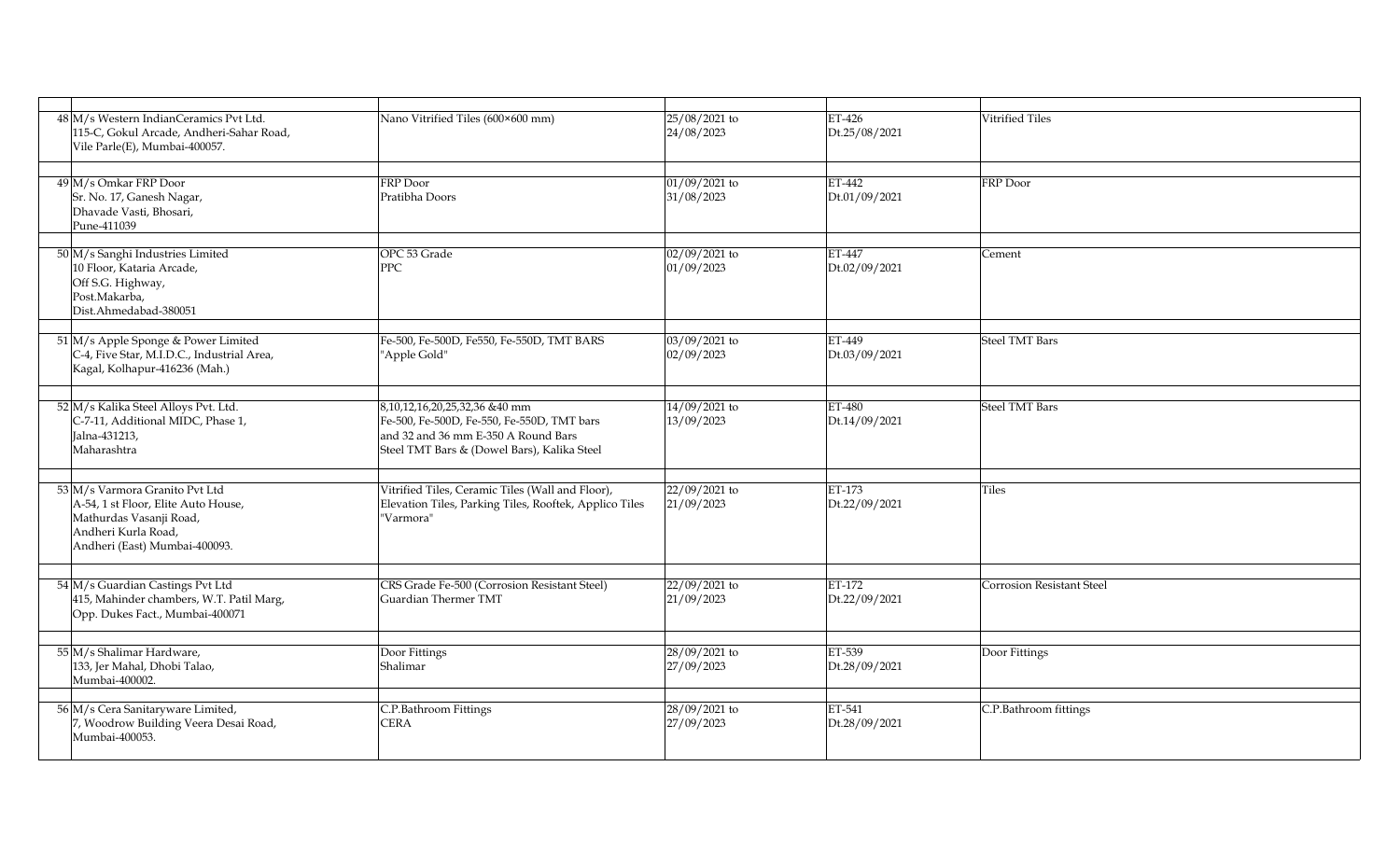| | | | | | |
|---|---|---|---|---|---|
| 48 | M/s Western IndianCeramics Pvt Ltd.<br>115-C, Gokul Arcade, Andheri-Sahar Road,<br>Vile Parle(E), Mumbai-400057. | Nano Vitrified Tiles (600×600 mm) | 25/08/2021 to<br>24/08/2023 | ET-426<br>Dt.25/08/2021 | Vitrified Tiles |
| 49 | M/s Omkar FRP Door<br>Sr. No. 17, Ganesh Nagar,<br>Dhavade Vasti, Bhosari,<br>Pune-411039 | FRP Door<br>Pratibha Doors | 01/09/2021 to<br>31/08/2023 | ET-442<br>Dt.01/09/2021 | FRP Door |
| 50 | M/s Sanghi Industries Limited<br>10 Floor, Kataria Arcade,<br>Off S.G. Highway,<br>Post.Makarba,<br>Dist.Ahmedabad-380051 | OPC 53 Grade<br>PPC | 02/09/2021 to<br>01/09/2023 | ET-447<br>Dt.02/09/2021 | Cement |
| 51 | M/s Apple Sponge & Power Limited<br>C-4, Five Star, M.I.D.C., Industrial Area,<br>Kagal, Kolhapur-416236 (Mah.) | Fe-500, Fe-500D, Fe550, Fe-550D, TMT BARS<br>"Apple Gold" | 03/09/2021 to<br>02/09/2023 | ET-449<br>Dt.03/09/2021 | Steel TMT Bars |
| 52 | M/s Kalika Steel Alloys Pvt. Ltd.<br>C-7-11, Additional MIDC, Phase 1,<br>Jalna-431213,<br>Maharashtra | 8,10,12,16,20,25,32,36 &40 mm<br>Fe-500, Fe-500D, Fe-550, Fe-550D, TMT bars<br>and 32 and 36 mm E-350 A Round Bars<br>Steel TMT Bars & (Dowel Bars), Kalika Steel | 14/09/2021 to<br>13/09/2023 | ET-480<br>Dt.14/09/2021 | Steel TMT Bars |
| 53 | M/s Varmora Granito Pvt Ltd<br>A-54, 1 st Floor, Elite Auto House,<br>Mathurdas Vasanji Road,<br>Andheri Kurla Road,<br>Andheri (East) Mumbai-400093. | Vitrified Tiles, Ceramic Tiles (Wall and Floor),<br>Elevation Tiles, Parking Tiles, Rooftek, Applico Tiles<br>"Varmora" | 22/09/2021 to<br>21/09/2023 | ET-173<br>Dt.22/09/2021 | Tiles |
| 54 | M/s Guardian Castings Pvt Ltd<br>415, Mahinder chambers, W.T. Patil Marg,<br>Opp. Dukes Fact., Mumbai-400071 | CRS Grade Fe-500 (Corrosion Resistant Steel)<br>Guardian Thermer TMT | 22/09/2021 to<br>21/09/2023 | ET-172<br>Dt.22/09/2021 | Corrosion Resistant Steel |
| 55 | M/s Shalimar Hardware,<br>133, Jer Mahal, Dhobi Talao,<br>Mumbai-400002. | Door Fittings<br>Shalimar | 28/09/2021 to<br>27/09/2023 | ET-539<br>Dt.28/09/2021 | Door Fittings |
| 56 | M/s Cera Sanitaryware Limited,<br>7, Woodrow Building Veera Desai Road,<br>Mumbai-400053. | C.P.Bathroom Fittings<br>CERA | 28/09/2021 to<br>27/09/2023 | ET-541<br>Dt.28/09/2021 | C.P.Bathroom fittings |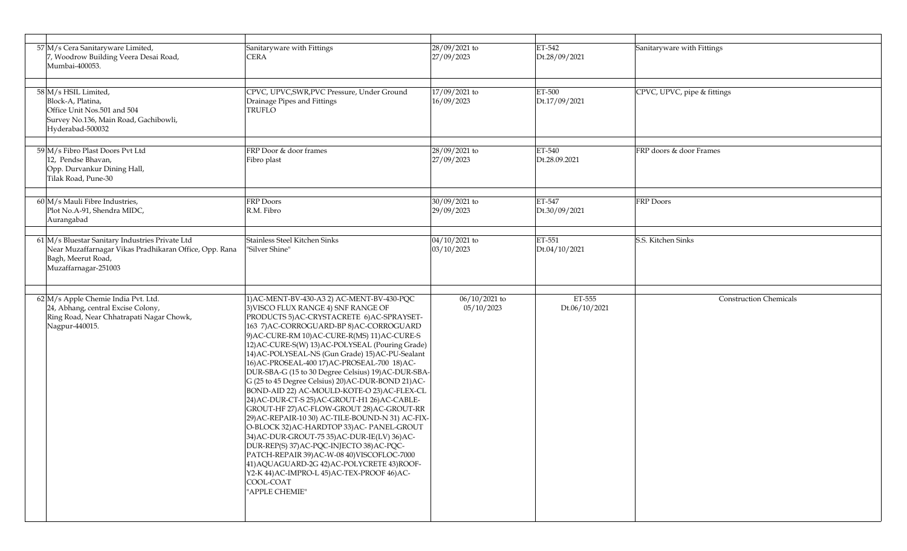| | | | | | |
|---|---|---|---|---|---|
| 57 | M/s Cera Sanitaryware Limited,<br>7, Woodrow Building Veera Desai Road,<br>Mumbai-400053. | Sanitaryware with Fittings<br>CERA | 28/09/2021 to<br>27/09/2023 | ET-542<br>Dt.28/09/2021 | Sanitaryware with Fittings |
| 58 | M/s HSIL Limited,<br>Block-A, Platina,<br>Office Unit Nos.501 and 504<br>Survey No.136, Main Road, Gachibowli,<br>Hyderabad-500032 | CPVC, UPVC,SWR,PVC Pressure, Under Ground Drainage Pipes and Fittings<br>TRUFLO | 17/09/2021 to<br>16/09/2023 | ET-500<br>Dt.17/09/2021 | CPVC, UPVC, pipe & fittings |
| 59 | M/s Fibro Plast Doors Pvt Ltd<br>12, Pendse Bhavan,<br>Opp. Durvankur Dining Hall,<br>Tilak Road, Pune-30 | FRP Door & door frames<br>Fibro plast | 28/09/2021 to<br>27/09/2023 | ET-540<br>Dt.28.09.2021 | FRP doors & door Frames |
| 60 | M/s Mauli Fibre Industries,<br>Plot No.A-91, Shendra MIDC,<br>Aurangabad | FRP Doors<br>R.M. Fibro | 30/09/2021 to<br>29/09/2023 | ET-547<br>Dt.30/09/2021 | FRP Doors |
| 61 | M/s Bluestar Sanitary Industries Private Ltd<br>Near Muzaffarnagar Vikas Pradhikaran Office, Opp. Rana Bagh, Meerut Road,<br>Muzaffarnagar-251003 | Stainless Steel Kitchen Sinks<br>"Silver Shine" | 04/10/2021 to<br>03/10/2023 | ET-551<br>Dt.04/10/2021 | S.S. Kitchen Sinks |
| 62 | M/s Apple Chemie India Pvt. Ltd.<br>24, Abhang, central Excise Colony,<br>Ring Road, Near Chhatrapati Nagar Chowk,<br>Nagpur-440015. | 1)AC-MENT-BV-430-A3 2) AC-MENT-BV-430-PQC 3)VISCO FLUX RANGE 4) SNF RANGE OF PRODUCTS 5)AC-CRYSTACRETE 6)AC-SPRAYSET-163 7)AC-CORROGUARD-BP 8)AC-CORROGUARD 9)AC-CURE-RM 10)AC-CURE-R(MS) 11)AC-CURE-S 12)AC-CURE-S(W) 13)AC-POLYSEAL (Pouring Grade) 14)AC-POLYSEAL-NS (Gun Grade) 15)AC-PU-Sealant 16)AC-PROSEAL-400 17)AC-PROSEAL-700 18)AC-DUR-SBA-G (15 to 30 Degree Celsius) 19)AC-DUR-SBA-G (25 to 45 Degree Celsius) 20)AC-DUR-BOND 21)AC-BOND-AID 22) AC-MOULD-KOTE-O 23)AC-FLEX-CL 24)AC-DUR-CT-S 25)AC-GROUT-H1 26)AC-CABLE-GROUT-HF 27)AC-FLOW-GROUT 28)AC-GROUT-RR 29)AC-REPAIR-10 30) AC-TILE-BOUND-N 31) AC-FIX-O-BLOCK 32)AC-HARDTOP 33)AC- PANEL-GROUT 34)AC-DUR-GROUT-75 35)AC-DUR-IE(LV) 36)AC-DUR-REP(S) 37)AC-PQC-INJECTO 38)AC-PQC-PATCH-REPAIR 39)AC-W-08 40)VISCOFLOC-7000 41)AQUAGUARD-2G 42)AC-POLYCRETE 43)ROOF-Y2-K 44)AC-IMPRO-L 45)AC-TEX-PROOF 46)AC-COOL-COAT<br>"APPLE CHEMIE" | 06/10/2021 to<br>05/10/2023 | ET-555<br>Dt.06/10/2021 | Construction Chemicals |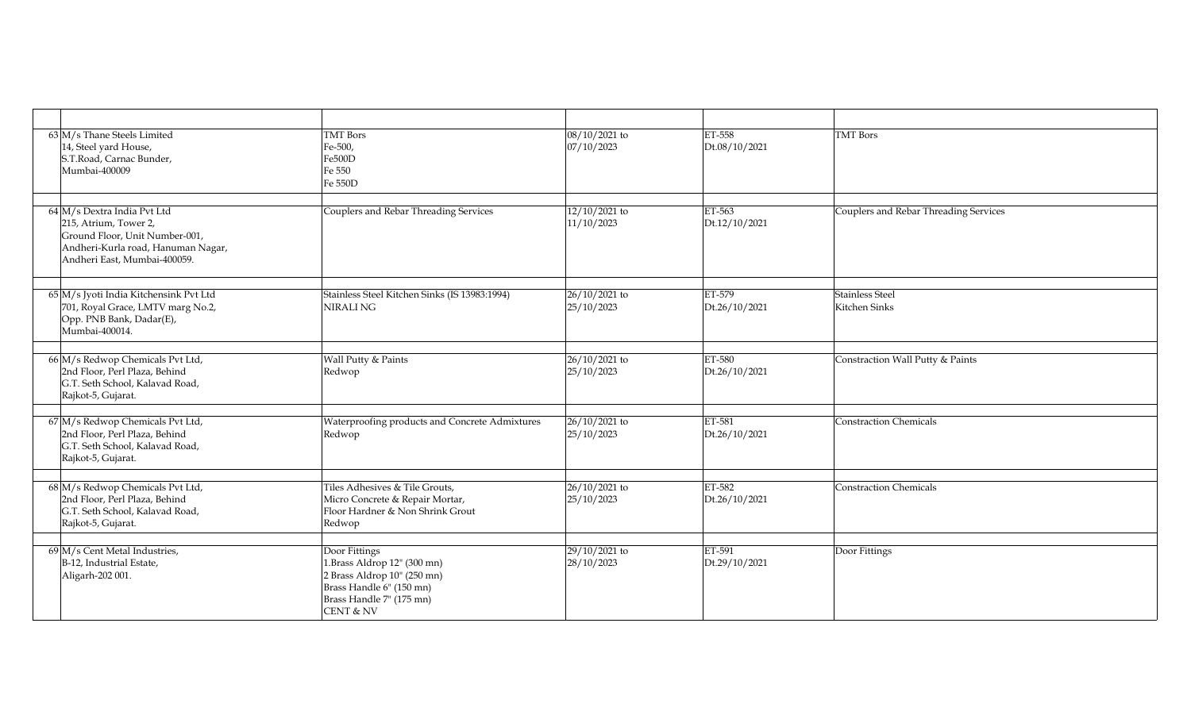| | | | | | |
|---|---|---|---|---|---|
| 63 | M/s Thane Steels Limited<br>14, Steel yard House,<br>S.T.Road, Carnac Bunder,<br>Mumbai-400009 | TMT Bors<br>Fe-500,<br>Fe500D<br>Fe 550<br>Fe 550D | 08/10/2021 to<br>07/10/2023 | ET-558<br>Dt.08/10/2021 | TMT Bors |
| 64 | M/s Dextra India Pvt Ltd<br>215, Atrium, Tower 2,<br>Ground Floor, Unit Number-001,<br>Andheri-Kurla road, Hanuman Nagar,<br>Andheri East, Mumbai-400059. | Couplers and Rebar Threading Services | 12/10/2021 to<br>11/10/2023 | ET-563<br>Dt.12/10/2021 | Couplers and Rebar Threading Services |
| 65 | M/s Jyoti India Kitchensink Pvt Ltd<br>701, Royal Grace, LMTV marg No.2,<br>Opp. PNB Bank, Dadar(E),<br>Mumbai-400014. | Stainless Steel Kitchen Sinks (IS 13983:1994)<br>NIRALI NG | 26/10/2021 to<br>25/10/2023 | ET-579<br>Dt.26/10/2021 | Stainless Steel<br>Kitchen Sinks |
| 66 | M/s Redwop Chemicals Pvt Ltd,<br>2nd Floor, Perl Plaza, Behind<br>G.T. Seth School, Kalavad Road,<br>Rajkot-5, Gujarat. | Wall Putty & Paints<br>Redwop | 26/10/2021 to<br>25/10/2023 | ET-580<br>Dt.26/10/2021 | Constraction Wall Putty & Paints |
| 67 | M/s Redwop Chemicals Pvt Ltd,<br>2nd Floor, Perl Plaza, Behind<br>G.T. Seth School, Kalavad Road,<br>Rajkot-5, Gujarat. | Waterproofing products and Concrete Admixtures<br>Redwop | 26/10/2021 to<br>25/10/2023 | ET-581<br>Dt.26/10/2021 | Constraction Chemicals |
| 68 | M/s Redwop Chemicals Pvt Ltd,<br>2nd Floor, Perl Plaza, Behind<br>G.T. Seth School, Kalavad Road,<br>Rajkot-5, Gujarat. | Tiles Adhesives & Tile Grouts,<br>Micro Concrete & Repair Mortar,<br>Floor Hardner & Non Shrink Grout<br>Redwop | 26/10/2021 to<br>25/10/2023 | ET-582<br>Dt.26/10/2021 | Constraction Chemicals |
| 69 | M/s Cent Metal Industries,<br>B-12, Industrial Estate,<br>Aligarh-202 001. | Door Fittings<br>1.Brass Aldrop 12" (300 mn)<br>2 Brass Aldrop 10" (250 mn)<br>Brass Handle 6" (150 mn)<br>Brass Handle 7" (175 mn)<br>CENT & NV | 29/10/2021 to<br>28/10/2023 | ET-591<br>Dt.29/10/2021 | Door Fittings |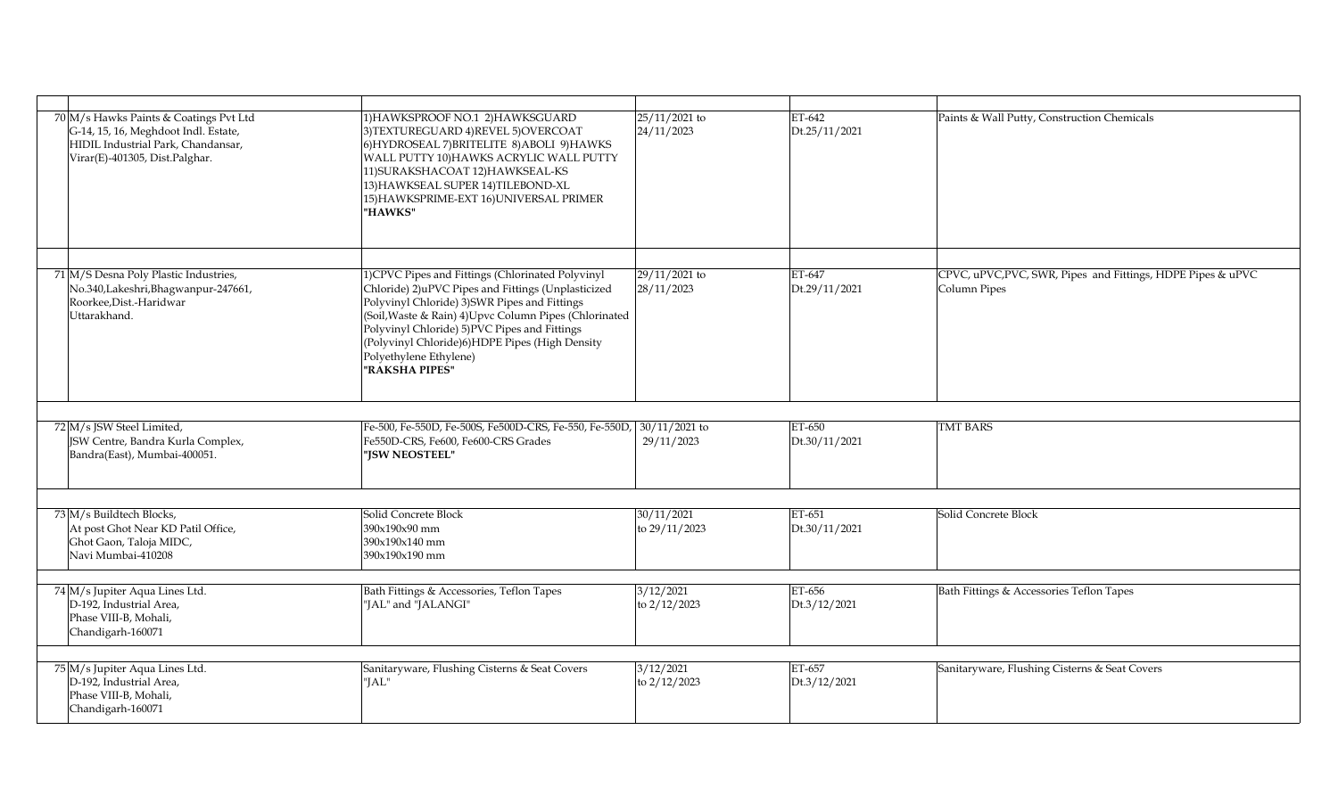| | | | | | |
|---|---|---|---|---|---|
| 70 | M/s Hawks Paints & Coatings Pvt Ltd<br>G-14, 15, 16, Meghdoot Indl. Estate,<br>HIDIL Industrial Park, Chandansar,<br>Virar(E)-401305, Dist.Palghar. | 1)HAWKSPROOF NO.1 2)HAWKSGUARD 3)TEXTUREGUARD 4)REVEL 5)OVERCOAT 6)HYDROSEAL 7)BRITELITE 8)ABOLI 9)HAWKS WALL PUTTY 10)HAWKS ACRYLIC WALL PUTTY 11)SURAKSHACOAT 12)HAWKSEAL-KS 13)HAWKSEAL SUPER 14)TILEBOND-XL 15)HAWKSPRIME-EXT 16)UNIVERSAL PRIMER<br>**"HAWKS"** | 25/11/2021 to 24/11/2023 | ET-642<br>Dt.25/11/2021 | Paints & Wall Putty, Construction Chemicals |
| 71 | M/S Desna Poly Plastic Industries,<br>No.340,Lakeshri,Bhagwanpur-247661,<br>Roorkee,Dist.-Haridwar<br>Uttarakhand. | 1)CPVC Pipes and Fittings (Chlorinated Polyvinyl Chloride) 2)uPVC Pipes and Fittings (Unplasticized Polyvinyl Chloride) 3)SWR Pipes and Fittings (Soil,Waste & Rain) 4)Upvc Column Pipes (Chlorinated Polyvinyl Chloride) 5)PVC Pipes and Fittings (Polyvinyl Chloride)6)HDPE Pipes (High Density Polyethylene Ethylene)<br>**"RAKSHA PIPES"** | 29/11/2021 to 28/11/2023 | ET-647<br>Dt.29/11/2021 | CPVC, uPVC,PVC, SWR, Pipes and Fittings, HDPE Pipes & uPVC Column Pipes |
| 72 | M/s JSW Steel Limited,<br>JSW Centre, Bandra Kurla Complex,<br>Bandra(East), Mumbai-400051. | Fe-500, Fe-550D, Fe-500S, Fe500D-CRS, Fe-550, Fe-550D, Fe550D-CRS, Fe600, Fe600-CRS Grades<br>**"JSW NEOSTEEL"** | 30/11/2021 to 29/11/2023 | ET-650<br>Dt.30/11/2021 | TMT BARS |
| 73 | M/s Buildtech Blocks,<br>At post Ghot Near KD Patil Office,<br>Ghot Gaon, Taloja MIDC,<br>Navi Mumbai-410208 | Solid Concrete Block<br>390x190x90 mm<br>390x190x140 mm<br>390x190x190 mm | 30/11/2021 to 29/11/2023 | ET-651<br>Dt.30/11/2021 | Solid Concrete Block |
| 74 | M/s Jupiter Aqua Lines Ltd.<br>D-192, Industrial Area,<br>Phase VIII-B, Mohali,<br>Chandigarh-160071 | Bath Fittings & Accessories, Teflon Tapes<br>"JAL" and "JALANGI" | 3/12/2021 to 2/12/2023 | ET-656<br>Dt.3/12/2021 | Bath Fittings & Accessories Teflon Tapes |
| 75 | M/s Jupiter Aqua Lines Ltd.<br>D-192, Industrial Area,<br>Phase VIII-B, Mohali,<br>Chandigarh-160071 | Sanitaryware, Flushing Cisterns & Seat Covers<br>"JAL" | 3/12/2021 to 2/12/2023 | ET-657<br>Dt.3/12/2021 | Sanitaryware, Flushing Cisterns & Seat Covers |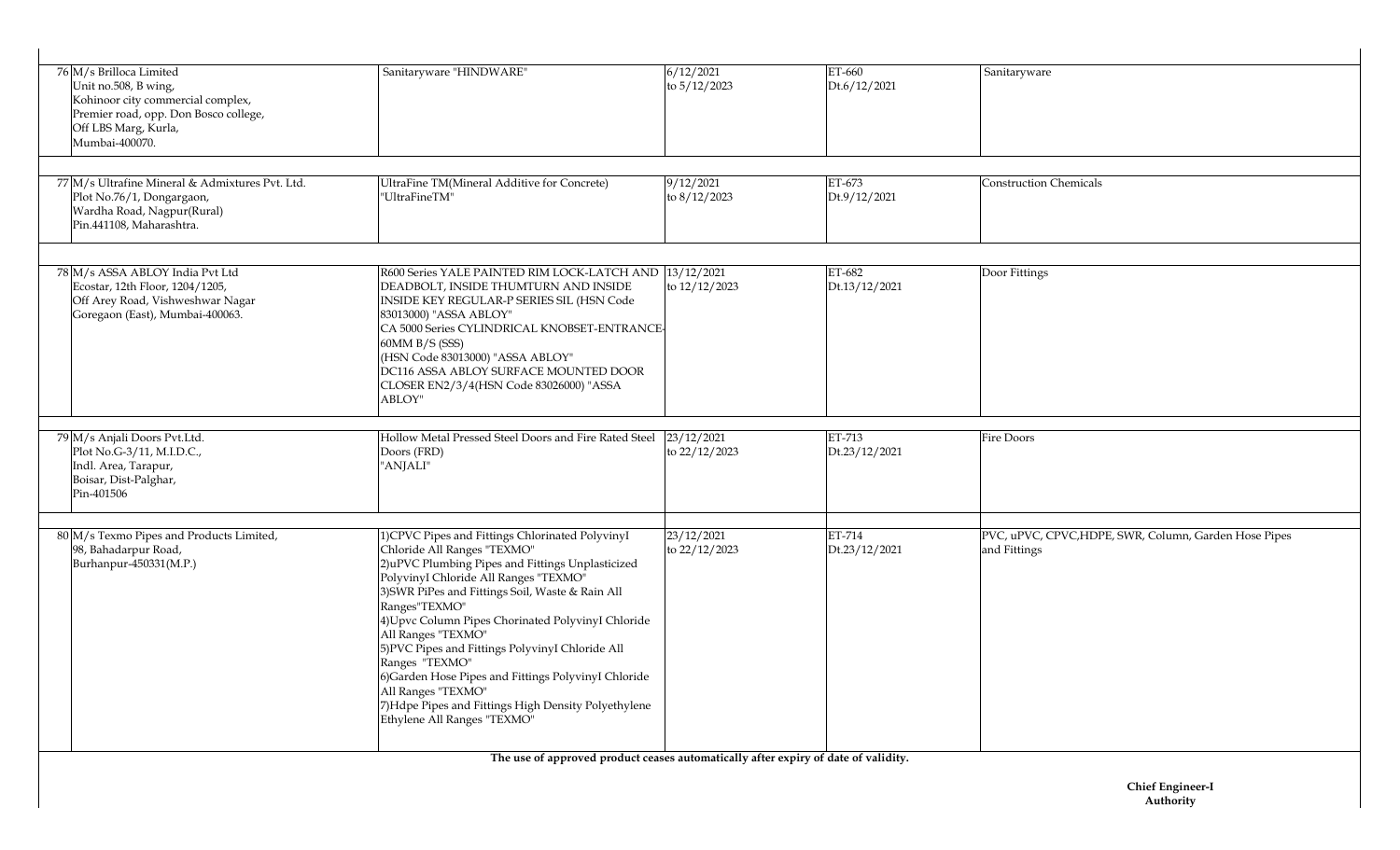| | | | | | |
|---|---|---|---|---|---|
| 76 | M/s Brilloca Limited<br>Unit no.508, B wing,<br>Kohinoor city commercial complex,<br>Premier road, opp. Don Bosco college,<br>Off LBS Marg, Kurla,<br>Mumbai-400070. | Sanitaryware "HINDWARE" | 6/12/2021<br>to 5/12/2023 | ET-660<br>Dt.6/12/2021 | Sanitaryware |
| 77 | M/s Ultrafine Mineral & Admixtures Pvt. Ltd.<br>Plot No.76/1, Dongargaon,<br>Wardha Road, Nagpur(Rural)<br>Pin.441108, Maharashtra. | UltraFine TM(Mineral Additive for Concrete)<br>"UltraFineTM" | 9/12/2021<br>to 8/12/2023 | ET-673<br>Dt.9/12/2021 | Construction Chemicals |
| 78 | M/s ASSA ABLOY India Pvt Ltd<br>Ecostar, 12th Floor, 1204/1205,<br>Off Arey Road, Vishweshwar Nagar<br>Goregaon (East), Mumbai-400063. | R600 Series YALE PAINTED RIM LOCK-LATCH AND DEADBOLT, INSIDE THUMTURN AND INSIDE INSIDE KEY REGULAR-P SERIES SIL (HSN Code 83013000) "ASSA ABLOY"<br>CA 5000 Series CYLINDRICAL KNOBSET-ENTRANCE-60MM B/S (SSS)<br>(HSN Code 83013000) "ASSA ABLOY"<br>DC116 ASSA ABLOY SURFACE MOUNTED DOOR CLOSER EN2/3/4(HSN Code 83026000) "ASSA ABLOY" | 13/12/2021<br>to 12/12/2023 | ET-682<br>Dt.13/12/2021 | Door Fittings |
| 79 | M/s Anjali Doors Pvt.Ltd.<br>Plot No.G-3/11, M.I.D.C.,<br>Indl. Area, Tarapur,<br>Boisar, Dist-Palghar,<br>Pin-401506 | Hollow Metal Pressed Steel Doors and Fire Rated Steel Doors (FRD)<br>"ANJALI" | 23/12/2021<br>to 22/12/2023 | ET-713<br>Dt.23/12/2021 | Fire Doors |
| 80 | M/s Texmo Pipes and Products Limited,<br>98, Bahadarpur Road,<br>Burhanpur-450331(M.P.) | 1)CPVC Pipes and Fittings Chlorinated PolyvinyI Chloride All Ranges "TEXMO"<br>2)uPVC Plumbing Pipes and Fittings Unplasticized PolyvinyI Chloride All Ranges "TEXMO"<br>3)SWR PiPes and Fittings Soil, Waste & Rain All Ranges"TEXMO"<br>4)Upvc Column Pipes Chorinated PolyvinyI Chloride All Ranges "TEXMO"<br>5)PVC Pipes and Fittings PolyvinyI Chloride All Ranges "TEXMO"<br>6)Garden Hose Pipes and Fittings PolyvinyI Chloride All Ranges "TEXMO"<br>7)Hdpe Pipes and Fittings High Density Polyethylene Ethylene All Ranges "TEXMO" | 23/12/2021<br>to 22/12/2023 | ET-714<br>Dt.23/12/2021 | PVC, uPVC, CPVC,HDPE, SWR, Column, Garden Hose Pipes and Fittings |

**The use of approved product ceases automatically after expiry of date of validity.**

**Chief Engineer-I**
**Authority**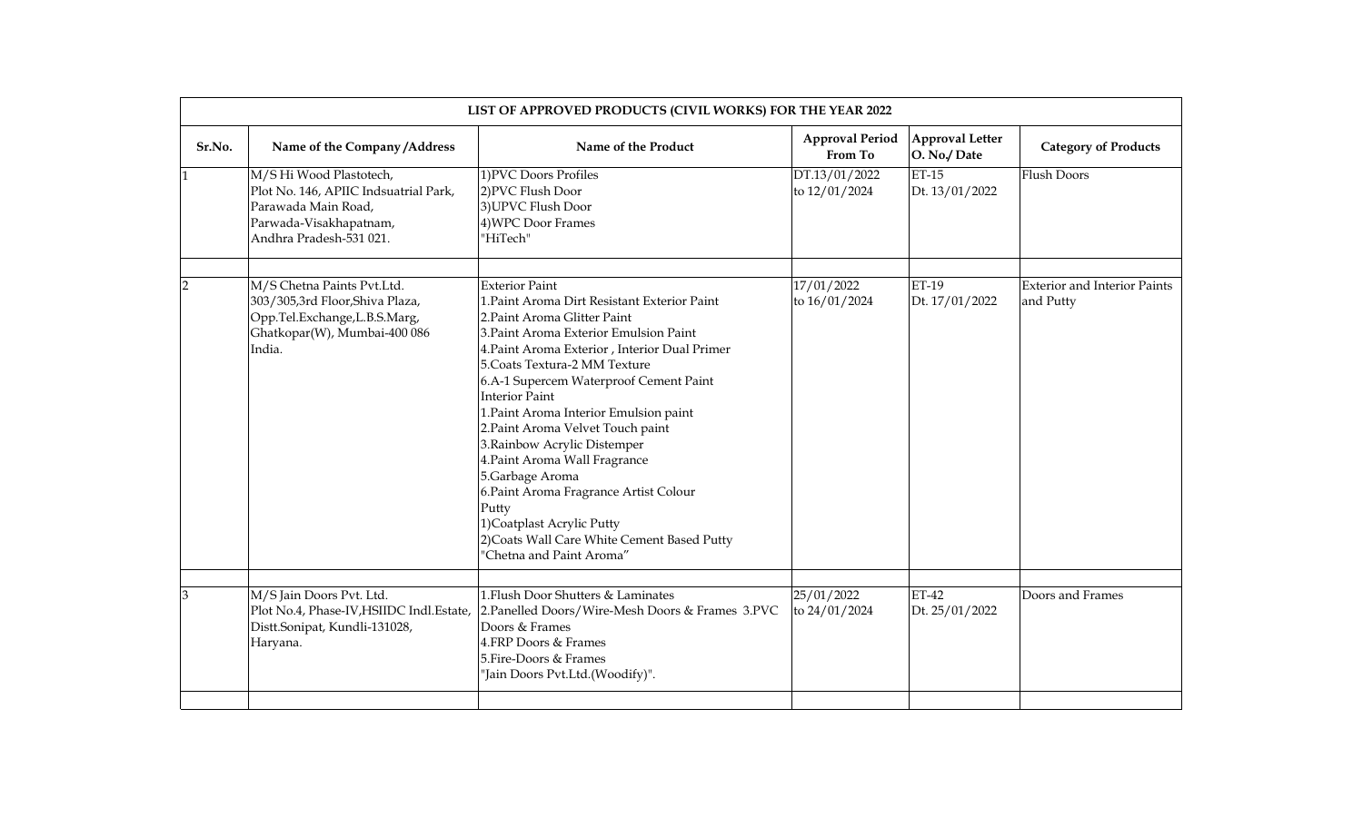| LIST OF APPROVED PRODUCTS (CIVIL WORKS) FOR THE YEAR 2022 | | | | | |
|---|---|---|---|---|---|
| **Sr.No.** | **Name of the Company /Address** | **Name of the Product** | **Approval Period From To** | **Approval Letter O. No./ Date** | **Category of Products** |
| 1 | M/S Hi Wood Plastotech,<br>Plot No. 146, APIIC Indsuatrial Park,<br>Parawada Main Road,<br>Parwada-Visakhapatnam,<br>Andhra Pradesh-531 021. | 1)PVC Doors Profiles<br>2)PVC Flush Door<br>3)UPVC Flush Door<br>4)WPC Door Frames<br>"HiTech" | DT.13/01/2022 to 12/01/2024 | ET-15<br>Dt. 13/01/2022 | Flush Doors |
| | | | | | |
| 2 | M/S Chetna Paints Pvt.Ltd.<br>303/305,3rd Floor,Shiva Plaza,<br>Opp.Tel.Exchange,L.B.S.Marg,<br>Ghatkopar(W), Mumbai-400 086<br>India. | Exterior Paint<br>1.Paint Aroma Dirt Resistant Exterior Paint<br>2.Paint Aroma Glitter Paint<br>3.Paint Aroma Exterior Emulsion Paint<br>4.Paint Aroma Exterior , Interior Dual Primer<br>5.Coats Textura-2 MM Texture<br>6.A-1 Supercem Waterproof Cement Paint<br>Interior Paint<br>1.Paint Aroma Interior Emulsion paint<br>2.Paint Aroma Velvet Touch paint<br>3.Rainbow Acrylic Distemper<br>4.Paint Aroma Wall Fragrance<br>5.Garbage Aroma<br>6.Paint Aroma Fragrance Artist Colour<br>Putty<br>1)Coatplast Acrylic Putty<br>2)Coats Wall Care White Cement Based Putty<br>"Chetna and Paint Aroma" | 17/01/2022 to 16/01/2024 | ET-19<br>Dt. 17/01/2022 | Exterior and Interior Paints and Putty |
| | | | | | |
| 3 | M/S Jain Doors Pvt. Ltd.<br>Plot No.4, Phase-IV,HSIIDC Indl.Estate,<br>Distt.Sonipat, Kundli-131028,<br>Haryana. | 1.Flush Door Shutters & Laminates<br>2.Panelled Doors/Wire-Mesh Doors & Frames 3.PVC Doors & Frames<br>4.FRP Doors & Frames<br>5.Fire-Doors & Frames<br>"Jain Doors Pvt.Ltd.(Woodify)". | 25/01/2022 to 24/01/2024 | ET-42<br>Dt. 25/01/2022 | Doors and Frames |
| | | | | | |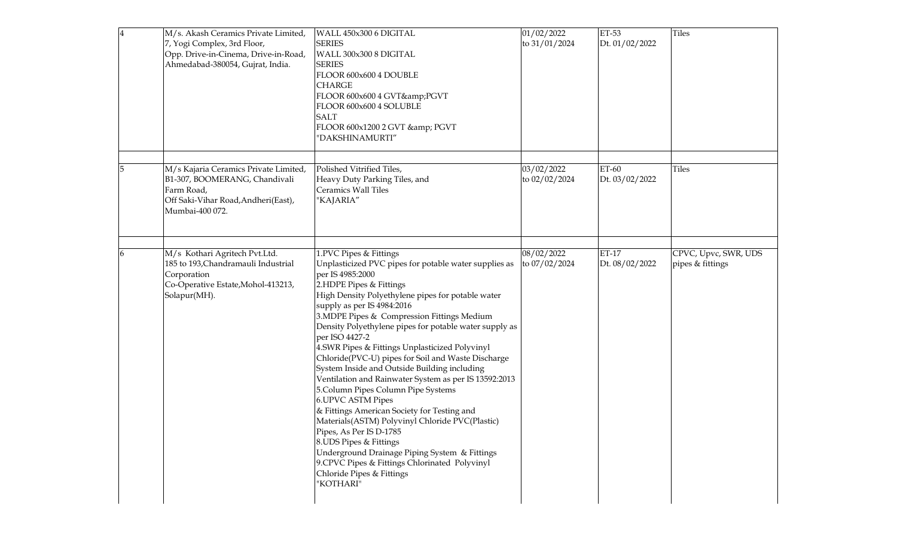| | | | | | |
|---|---|---|---|---|---|
| 4 | M/s. Akash Ceramics Private Limited, 7, Yogi Complex, 3rd Floor, Opp. Drive-in-Cinema, Drive-in-Road, Ahmedabad-380054, Gujrat, India. | WALL 450x300 6 DIGITAL SERIES<br>WALL 300x300 8 DIGITAL SERIES<br>FLOOR 600x600 4 DOUBLE CHARGE<br>FLOOR 600x600 4 GVT&amp;PGVT<br>FLOOR 600x600 4 SOLUBLE SALT<br>FLOOR 600x1200 2 GVT &amp; PGVT<br>"DAKSHINAMURTI" | 01/02/2022 to 31/01/2024 | ET-53 Dt. 01/02/2022 | Tiles |
| | | | | | |
| 5 | M/s Kajaria Ceramics Private Limited, B1-307, BOOMERANG, Chandivali Farm Road, Off Saki-Vihar Road,Andheri(East), Mumbai-400 072. | Polished Vitrified Tiles,<br>Heavy Duty Parking Tiles, and<br>Ceramics Wall Tiles<br>"KAJARIA" | 03/02/2022 to 02/02/2024 | ET-60 Dt. 03/02/2022 | Tiles |
| | | | | | |
| 6 | M/s Kothari Agritech Pvt.Ltd. 185 to 193,Chandramauli Industrial Corporation Co-Operative Estate,Mohol-413213, Solapur(MH). | 1.PVC Pipes & Fittings<br>Unplasticized PVC pipes for potable water supplies as per IS 4985:2000<br>2.HDPE Pipes & Fittings<br>High Density Polyethylene pipes for potable water supply as per IS 4984:2016<br>3.MDPE Pipes & Compression Fittings Medium Density Polyethylene pipes for potable water supply as per ISO 4427-2<br>4.SWR Pipes & Fittings Unplasticized Polyvinyl Chloride(PVC-U) pipes for Soil and Waste Discharge System Inside and Outside Building including Ventilation and Rainwater System as per IS 13592:2013<br>5.Column Pipes Column Pipe Systems<br>6.UPVC ASTM Pipes<br>& Fittings American Society for Testing and Materials(ASTM) Polyvinyl Chloride PVC(Plastic) Pipes, As Per IS D-1785<br>8.UDS Pipes & Fittings<br>Underground Drainage Piping System & Fittings<br>9.CPVC Pipes & Fittings Chlorinated Polyvinyl Chloride Pipes & Fittings<br>"KOTHARI" | 08/02/2022 to 07/02/2024 | ET-17 Dt. 08/02/2022 | CPVC, Upvc, SWR, UDS pipes & fittings |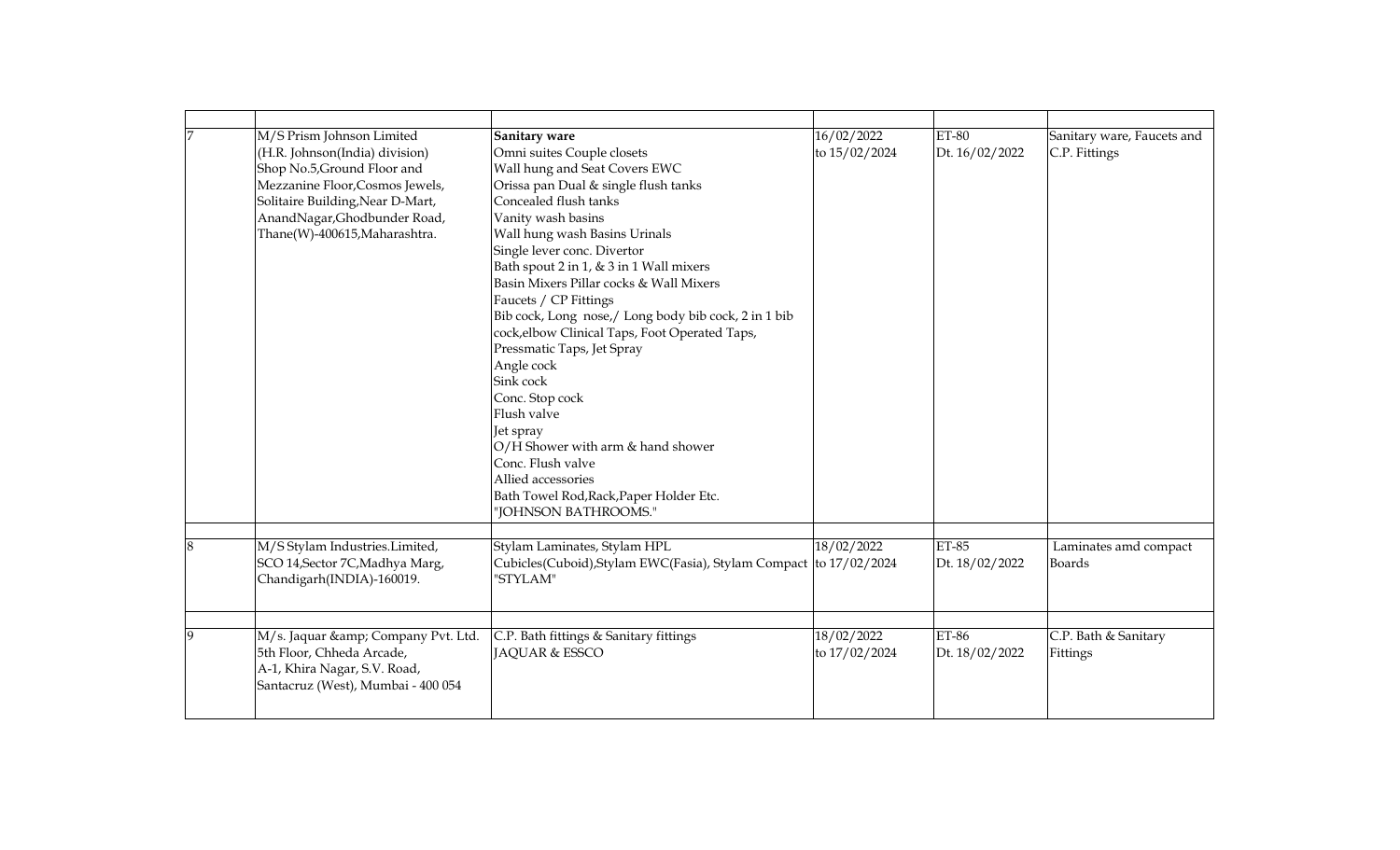| | | | | | |
|---|---|---|---|---|---|
| 7 | M/S Prism Johnson Limited<br>(H.R. Johnson(India) division)<br>Shop No.5,Ground Floor and<br>Mezzanine Floor,Cosmos Jewels,<br>Solitaire Building,Near D-Mart,<br>AnandNagar,Ghodbunder Road,<br>Thane(W)-400615,Maharashtra. | **Sanitary ware**<br>Omni suites Couple closets<br>Wall hung and Seat Covers EWC<br>Orissa pan Dual & single flush tanks<br>Concealed flush tanks<br>Vanity wash basins<br>Wall hung wash Basins Urinals<br>Single lever conc. Divertor<br>Bath spout 2 in 1, & 3 in 1 Wall mixers<br>Basin Mixers Pillar cocks & Wall Mixers<br>Faucets / CP Fittings<br>Bib cock, Long nose,/ Long body bib cock, 2 in 1 bib cock,elbow Clinical Taps, Foot Operated Taps, Pressmatic Taps, Jet Spray<br>Angle cock<br>Sink cock<br>Conc. Stop cock<br>Flush valve<br>Jet spray<br>O/H Shower with arm & hand shower<br>Conc. Flush valve<br>Allied accessories<br>Bath Towel Rod,Rack,Paper Holder Etc.<br>"JOHNSON BATHROOMS." | 16/02/2022<br>to 15/02/2024 | ET-80<br>Dt. 16/02/2022 | Sanitary ware, Faucets and C.P. Fittings |
| 8 | M/S Stylam Industries.Limited,<br>SCO 14,Sector 7C,Madhya Marg,<br>Chandigarh(INDIA)-160019. | Stylam Laminates, Stylam HPL<br>Cubicles(Cuboid),Stylam EWC(Fasia), Stylam Compact<br>"STYLAM" | 18/02/2022<br>to 17/02/2024 | ET-85<br>Dt. 18/02/2022 | Laminates amd compact Boards |
| 9 | M/s. Jaquar &amp; Company Pvt. Ltd.<br>5th Floor, Chheda Arcade,<br>A-1, Khira Nagar, S.V. Road,<br>Santacruz (West), Mumbai - 400 054 | C.P. Bath fittings & Sanitary fittings<br>JAQUAR & ESSCO | 18/02/2022<br>to 17/02/2024 | ET-86<br>Dt. 18/02/2022 | C.P. Bath & Sanitary Fittings |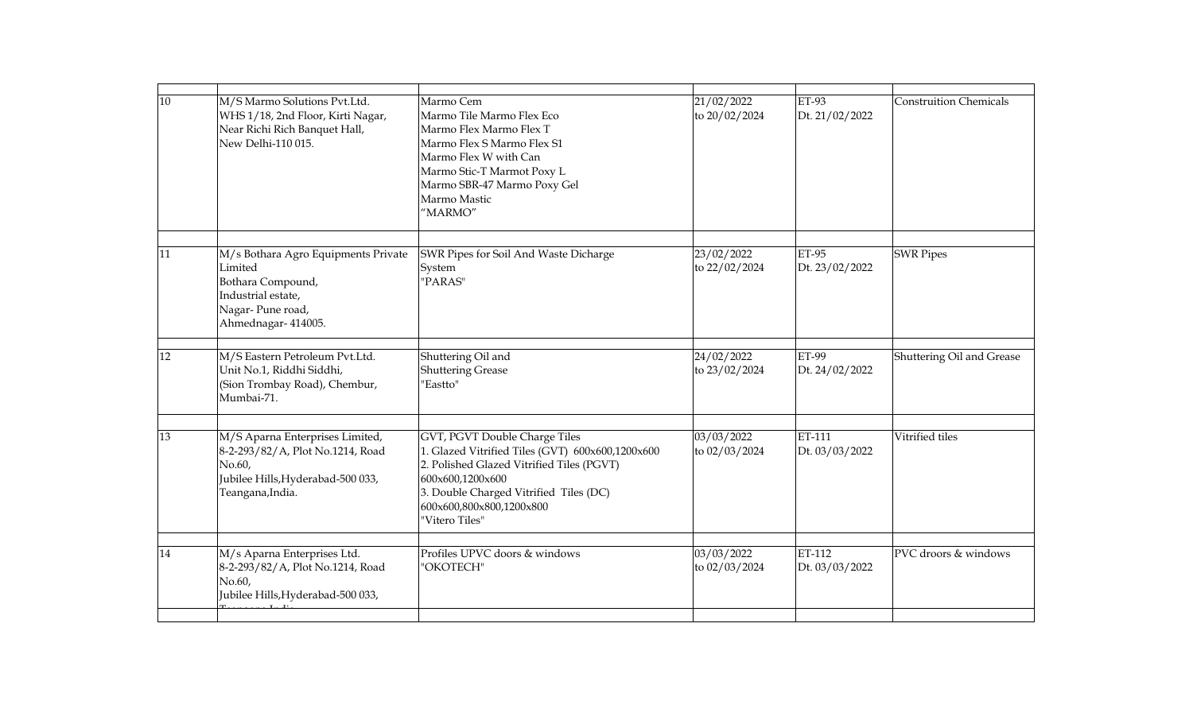| | | | | | |
|---|---|---|---|---|---|
| 10 | M/S Marmo Solutions Pvt.Ltd.<br>WHS 1/18, 2nd Floor, Kirti Nagar,<br>Near Richi Rich Banquet Hall,<br>New Delhi-110 015. | Marmo Cem<br>Marmo Tile Marmo Flex Eco<br>Marmo Flex Marmo Flex T<br>Marmo Flex S Marmo Flex S1<br>Marmo Flex W with Can<br>Marmo Stic-T Marmot Poxy L<br>Marmo SBR-47 Marmo Poxy Gel<br>Marmo Mastic<br>"MARMO" | 21/02/2022<br>to 20/02/2024 | ET-93<br>Dt. 21/02/2022 | Construition Chemicals |
| | | | | | |
| 11 | M/s Bothara Agro Equipments Private Limited<br>Bothara Compound,<br>Industrial estate,<br>Nagar- Pune road,<br>Ahmednagar- 414005. | SWR Pipes for Soil And Waste Dicharge System<br>"PARAS" | 23/02/2022<br>to 22/02/2024 | ET-95<br>Dt. 23/02/2022 | SWR Pipes |
| | | | | | |
| 12 | M/S Eastern Petroleum Pvt.Ltd.<br>Unit No.1, Riddhi Siddhi,<br>(Sion Trombay Road), Chembur,<br>Mumbai-71. | Shuttering Oil and<br>Shuttering Grease<br>"Eastto" | 24/02/2022<br>to 23/02/2024 | ET-99<br>Dt. 24/02/2022 | Shuttering Oil and Grease |
| | | | | | |
| 13 | M/S Aparna Enterprises Limited,<br>8-2-293/82/A, Plot No.1214, Road No.60,<br>Jubilee Hills,Hyderabad-500 033,<br>Teangana,India. | GVT, PGVT Double Charge Tiles<br>1. Glazed Vitrified Tiles (GVT) 600x600,1200x600<br>2. Polished Glazed Vitrified Tiles (PGVT) 600x600,1200x600<br>3. Double Charged Vitrified Tiles (DC) 600x600,800x800,1200x800<br>"Vitero Tiles" | 03/03/2022<br>to 02/03/2024 | ET-111<br>Dt. 03/03/2022 | Vitrified tiles |
| | | | | | |
| 14 | M/s Aparna Enterprises Ltd.<br>8-2-293/82/A, Plot No.1214, Road No.60,<br>Jubilee Hills,Hyderabad-500 033,<br>Teangana,India. | Profiles UPVC doors & windows<br>"OKOTECH" | 03/03/2022<br>to 02/03/2024 | ET-112<br>Dt. 03/03/2022 | PVC droors & windows |
| | | | | | |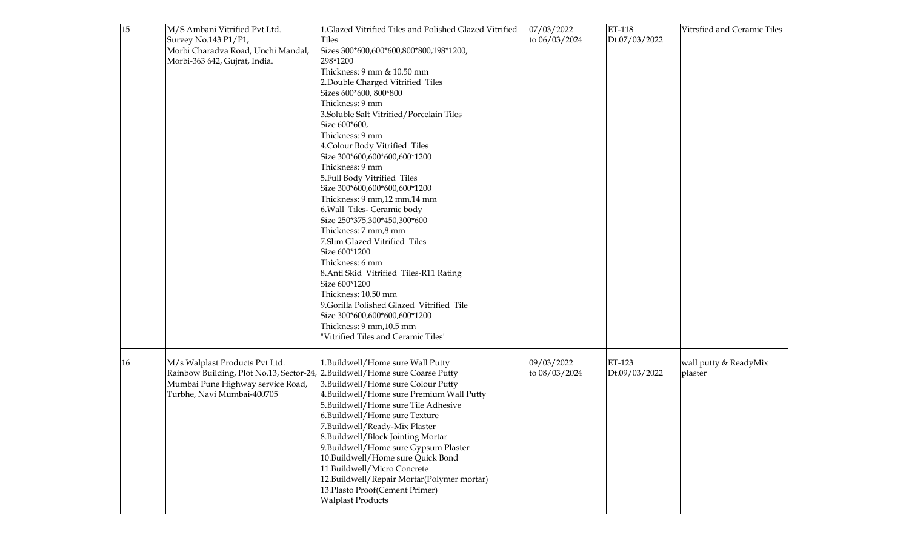| 15 | M/S Ambani Vitrified Pvt.Ltd.<br>Survey No.143 P1/P1,<br>Morbi Charadva Road, Unchi Mandal,<br>Morbi-363 642, Gujrat, India. | 1.Glazed Vitrified Tiles and Polished Glazed Vitrified Tiles<br>Sizes 300*600,600*600,800*800,198*1200, 298*1200<br>Thickness: 9 mm & 10.50 mm<br>2.Double Charged Vitrified Tiles<br>Sizes 600*600, 800*800<br>Thickness: 9 mm<br>3.Soluble Salt Vitrified/Porcelain Tiles<br>Size 600*600,<br>Thickness: 9 mm<br>4.Colour Body Vitrified Tiles<br>Size 300*600,600*600,600*1200<br>Thickness: 9 mm<br>5.Full Body Vitrified Tiles<br>Size 300*600,600*600,600*1200<br>Thickness: 9 mm,12 mm,14 mm<br>6.Wall Tiles- Ceramic body<br>Size 250*375,300*450,300*600<br>Thickness: 7 mm,8 mm<br>7.Slim Glazed Vitrified Tiles<br>Size 600*1200<br>Thickness: 6 mm<br>8.Anti Skid Vitrified Tiles-R11 Rating<br>Size 600*1200<br>Thickness: 10.50 mm<br>9.Gorilla Polished Glazed Vitrified Tile<br>Size 300*600,600*600,600*1200<br>Thickness: 9 mm,10.5 mm<br>"Vitrified Tiles and Ceramic Tiles" | 07/03/2022 to 06/03/2024 | ET-118 Dt.07/03/2022 | Vitrsfied and Ceramic Tiles |
|---|---|---|---|---|---|
| | | | | | |
| 16 | M/s Walplast Products Pvt Ltd.<br>Rainbow Building, Plot No.13, Sector-24,<br>Mumbai Pune Highway service Road,<br>Turbhe, Navi Mumbai-400705 | 1.Buildwell/Home sure Wall Putty<br>2.Buildwell/Home sure Coarse Putty<br>3.Buildwell/Home sure Colour Putty<br>4.Buildwell/Home sure Premium Wall Putty<br>5.Buildwell/Home sure Tile Adhesive<br>6.Buildwell/Home sure Texture<br>7.Buildwell/Ready-Mix Plaster<br>8.Buildwell/Block Jointing Mortar<br>9.Buildwell/Home sure Gypsum Plaster<br>10.Buildwell/Home sure Quick Bond<br>11.Buildwell/Micro Concrete<br>12.Buildwell/Repair Mortar(Polymer mortar)<br>13.Plasto Proof(Cement Primer)<br>Walplast Products | 09/03/2022 to 08/03/2024 | ET-123 Dt.09/03/2022 | wall putty & ReadyMix plaster |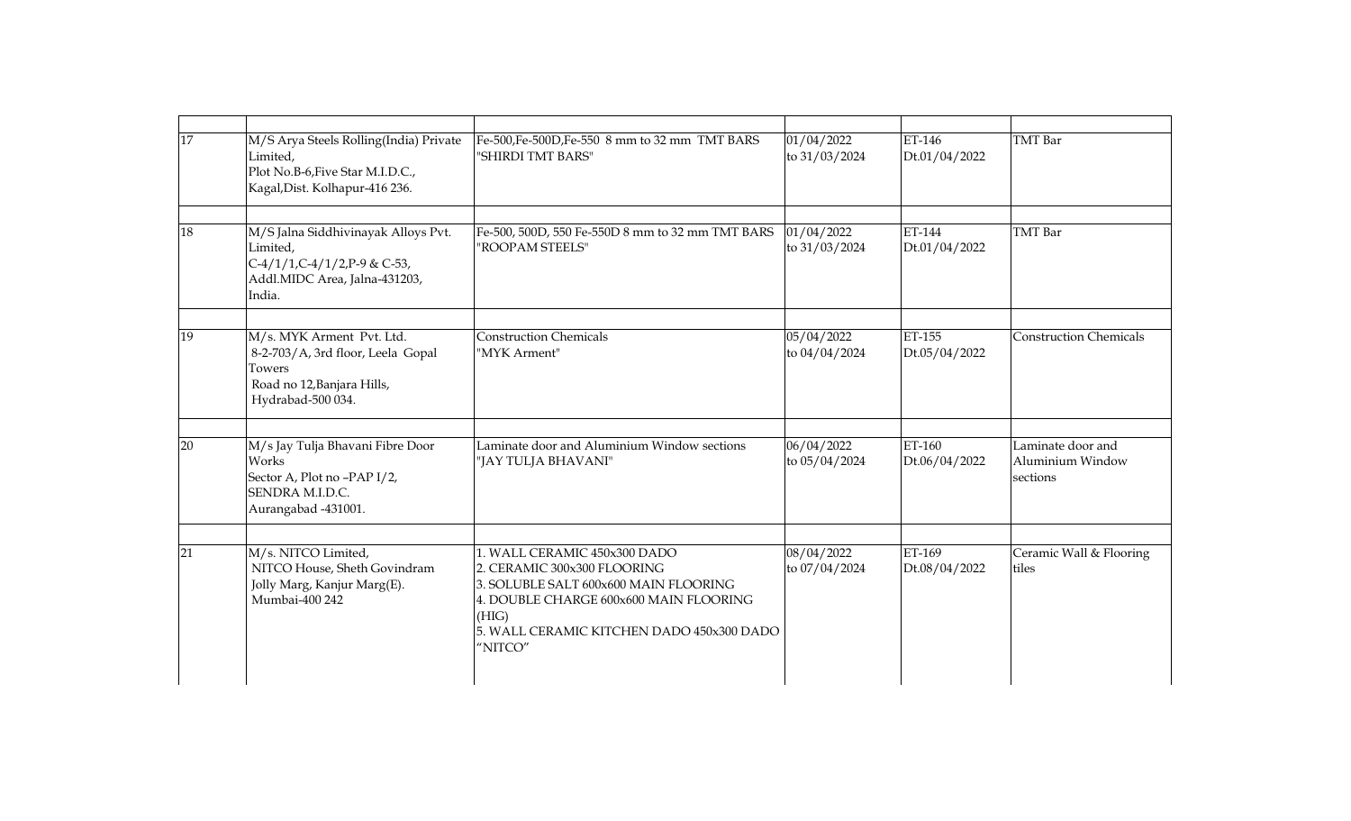| | | | | | |
|---|---|---|---|---|---|
| 17 | M/S Arya Steels Rolling(India) Private Limited,<br>Plot No.B-6,Five Star M.I.D.C.,<br>Kagal,Dist. Kolhapur-416 236. | Fe-500,Fe-500D,Fe-550 8 mm to 32 mm TMT BARS "SHIRDI TMT BARS" | 01/04/2022 to 31/03/2024 | ET-146 Dt.01/04/2022 | TMT Bar |
| 18 | M/S Jalna Siddhivinayak Alloys Pvt. Limited,<br>C-4/1/1,C-4/1/2,P-9 & C-53,<br>Addl.MIDC Area, Jalna-431203,<br>India. | Fe-500, 500D, 550 Fe-550D 8 mm to 32 mm TMT BARS "ROOPAM STEELS" | 01/04/2022 to 31/03/2024 | ET-144 Dt.01/04/2022 | TMT Bar |
| 19 | M/s. MYK Arment Pvt. Ltd.<br>8-2-703/A, 3rd floor, Leela Gopal Towers<br>Road no 12,Banjara Hills,<br>Hydrabad-500 034. | Construction Chemicals "MYK Arment" | 05/04/2022 to 04/04/2024 | ET-155 Dt.05/04/2022 | Construction Chemicals |
| 20 | M/s Jay Tulja Bhavani Fibre Door Works<br>Sector A, Plot no –PAP I/2,<br>SENDRA M.I.D.C.<br>Aurangabad -431001. | Laminate door and Aluminium Window sections "JAY TULJA BHAVANI" | 06/04/2022 to 05/04/2024 | ET-160 Dt.06/04/2022 | Laminate door and Aluminium Window sections |
| 21 | M/s. NITCO Limited,<br>NITCO House, Sheth Govindram Jolly Marg, Kanjur Marg(E).<br>Mumbai-400 242 | 1. WALL CERAMIC 450x300 DADO<br>2. CERAMIC 300x300 FLOORING<br>3. SOLUBLE SALT 600x600 MAIN FLOORING<br>4. DOUBLE CHARGE 600x600 MAIN FLOORING (HIG)<br>5. WALL CERAMIC KITCHEN DADO 450x300 DADO<br>"NITCO" | 08/04/2022 to 07/04/2024 | ET-169 Dt.08/04/2022 | Ceramic Wall & Flooring tiles |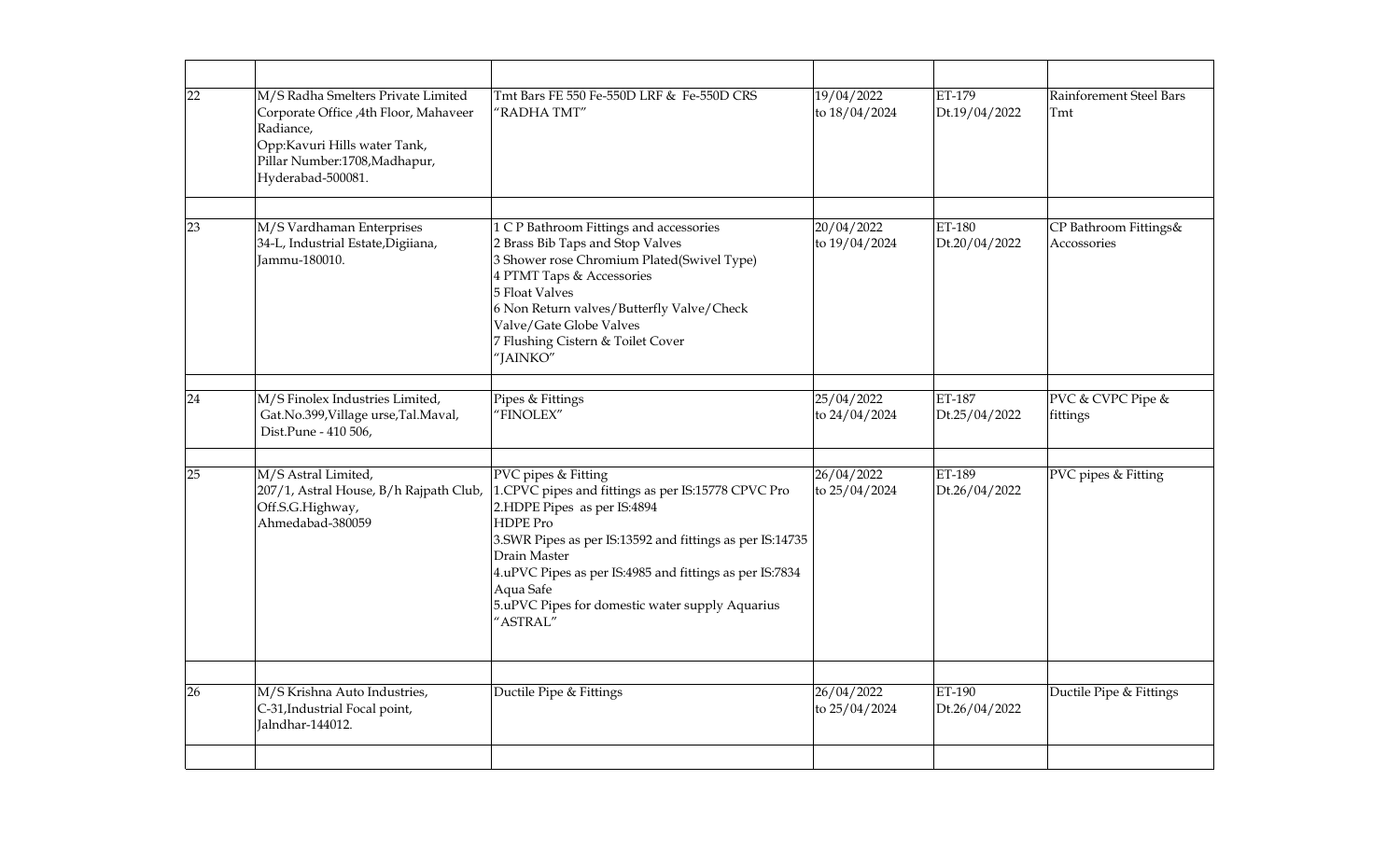| | | | | | |
|---|---|---|---|---|---|
| 22 | M/S Radha Smelters Private Limited<br>Corporate Office ,4th Floor, Mahaveer Radiance,<br>Opp:Kavuri Hills water Tank,<br>Pillar Number:1708,Madhapur,<br>Hyderabad-500081. | Tmt Bars FE 550 Fe-550D LRF & Fe-550D CRS<br>"RADHA TMT" | 19/04/2022<br>to 18/04/2024 | ET-179<br>Dt.19/04/2022 | Rainforement Steel Bars Tmt |
| 23 | M/S Vardhaman Enterprises<br>34-L, Industrial Estate,Digiiana,<br>Jammu-180010. | 1 C P Bathroom Fittings and accessories<br>2 Brass Bib Taps and Stop Valves<br>3 Shower rose Chromium Plated(Swivel Type)<br>4 PTMT Taps & Accessories<br>5 Float Valves<br>6 Non Return valves/Butterfly Valve/Check Valve/Gate Globe Valves<br>7 Flushing Cistern & Toilet Cover<br>"JAINKO" | 20/04/2022<br>to 19/04/2024 | ET-180<br>Dt.20/04/2022 | CP Bathroom Fittings& Accossories |
| 24 | M/S Finolex Industries Limited,<br>Gat.No.399,Village urse,Tal.Maval,<br>Dist.Pune - 410 506, | Pipes & Fittings<br>"FINOLEX" | 25/04/2022<br>to 24/04/2024 | ET-187<br>Dt.25/04/2022 | PVC & CVPC Pipe & fittings |
| 25 | M/S Astral Limited,<br>207/1, Astral House, B/h Rajpath Club,<br>Off.S.G.Highway,<br>Ahmedabad-380059 | PVC pipes & Fitting<br>1.CPVC pipes and fittings as per IS:15778 CPVC Pro<br>2.HDPE Pipes as per IS:4894<br>HDPE Pro<br>3.SWR Pipes as per IS:13592 and fittings as per IS:14735<br>Drain Master<br>4.uPVC Pipes as per IS:4985 and fittings as per IS:7834<br>Aqua Safe<br>5.uPVC Pipes for domestic water supply Aquarius<br>"ASTRAL" | 26/04/2022<br>to 25/04/2024 | ET-189<br>Dt.26/04/2022 | PVC pipes & Fitting |
| 26 | M/S Krishna Auto Industries,<br>C-31,Industrial Focal point,<br>Jalndhar-144012. | Ductile Pipe & Fittings | 26/04/2022<br>to 25/04/2024 | ET-190<br>Dt.26/04/2022 | Ductile Pipe & Fittings |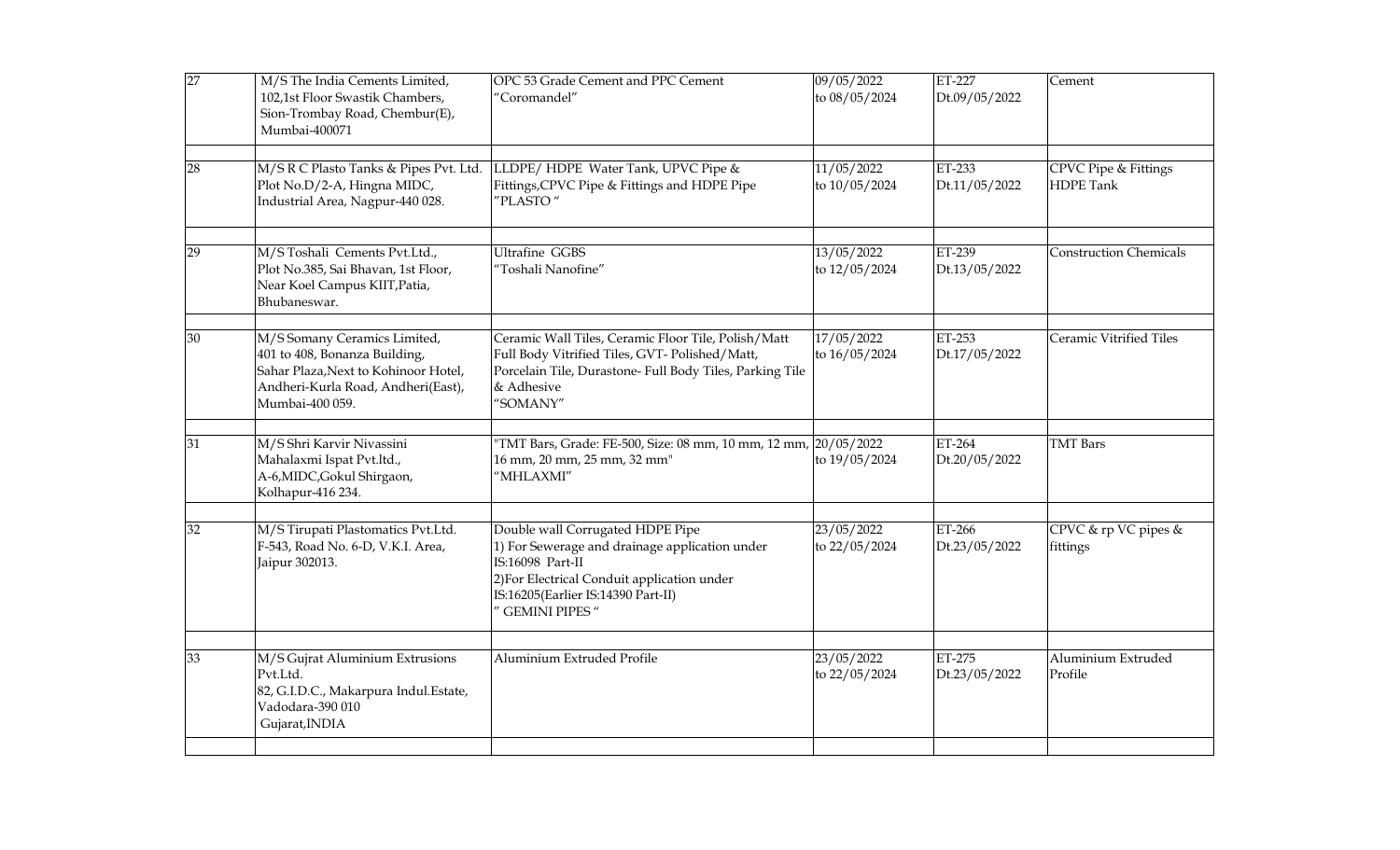| 27 | M/S The India Cements Limited, 102,1st Floor Swastik Chambers, Sion-Trombay Road, Chembur(E), Mumbai-400071 | OPC 53 Grade Cement and PPC Cement "Coromandel" | 09/05/2022 to 08/05/2024 | ET-227 Dt.09/05/2022 | Cement |
|---|---|---|---|---|---|
| 28 | M/S R C Plasto Tanks & Pipes Pvt. Ltd. Plot No.D/2-A, Hingna MIDC, Industrial Area, Nagpur-440 028. | LLDPE/ HDPE Water Tank, UPVC Pipe & Fittings,CPVC Pipe & Fittings and HDPE Pipe "PLASTO " | 11/05/2022 to 10/05/2024 | ET-233 Dt.11/05/2022 | CPVC Pipe & Fittings HDPE Tank |
| 29 | M/S Toshali Cements Pvt.Ltd., Plot No.385, Sai Bhavan, 1st Floor, Near Koel Campus KIIT,Patia, Bhubaneswar. | Ultrafine GGBS "Toshali Nanofine" | 13/05/2022 to 12/05/2024 | ET-239 Dt.13/05/2022 | Construction Chemicals |
| 30 | M/S Somany Ceramics Limited, 401 to 408, Bonanza Building, Sahar Plaza,Next to Kohinoor Hotel, Andheri-Kurla Road, Andheri(East), Mumbai-400 059. | Ceramic Wall Tiles, Ceramic Floor Tile, Polish/Matt Full Body Vitrified Tiles, GVT- Polished/Matt, Porcelain Tile, Durastone- Full Body Tiles, Parking Tile & Adhesive "SOMANY" | 17/05/2022 to 16/05/2024 | ET-253 Dt.17/05/2022 | Ceramic Vitrified Tiles |
| 31 | M/S Shri Karvir Nivassini Mahalaxmi Ispat Pvt.ltd., A-6,MIDC,Gokul Shirgaon, Kolhapur-416 234. | "TMT Bars, Grade: FE-500, Size: 08 mm, 10 mm, 12 mm, 16 mm, 20 mm, 25 mm, 32 mm" "MHLAXMI" | 20/05/2022 to 19/05/2024 | ET-264 Dt.20/05/2022 | TMT Bars |
| 32 | M/S Tirupati Plastomatics Pvt.Ltd. F-543, Road No. 6-D, V.K.I. Area, Jaipur 302013. | Double wall Corrugated HDPE Pipe 1) For Sewerage and drainage application under IS:16098 Part-II 2)For Electrical Conduit application under IS:16205(Earlier IS:14390 Part-II) " GEMINI PIPES " | 23/05/2022 to 22/05/2024 | ET-266 Dt.23/05/2022 | CPVC & rp VC pipes & fittings |
| 33 | M/S Gujrat Aluminium Extrusions Pvt.Ltd. 82, G.I.D.C., Makarpura Indul.Estate, Vadodara-390 010 Gujarat,INDIA | Aluminium Extruded Profile | 23/05/2022 to 22/05/2024 | ET-275 Dt.23/05/2022 | Aluminium Extruded Profile |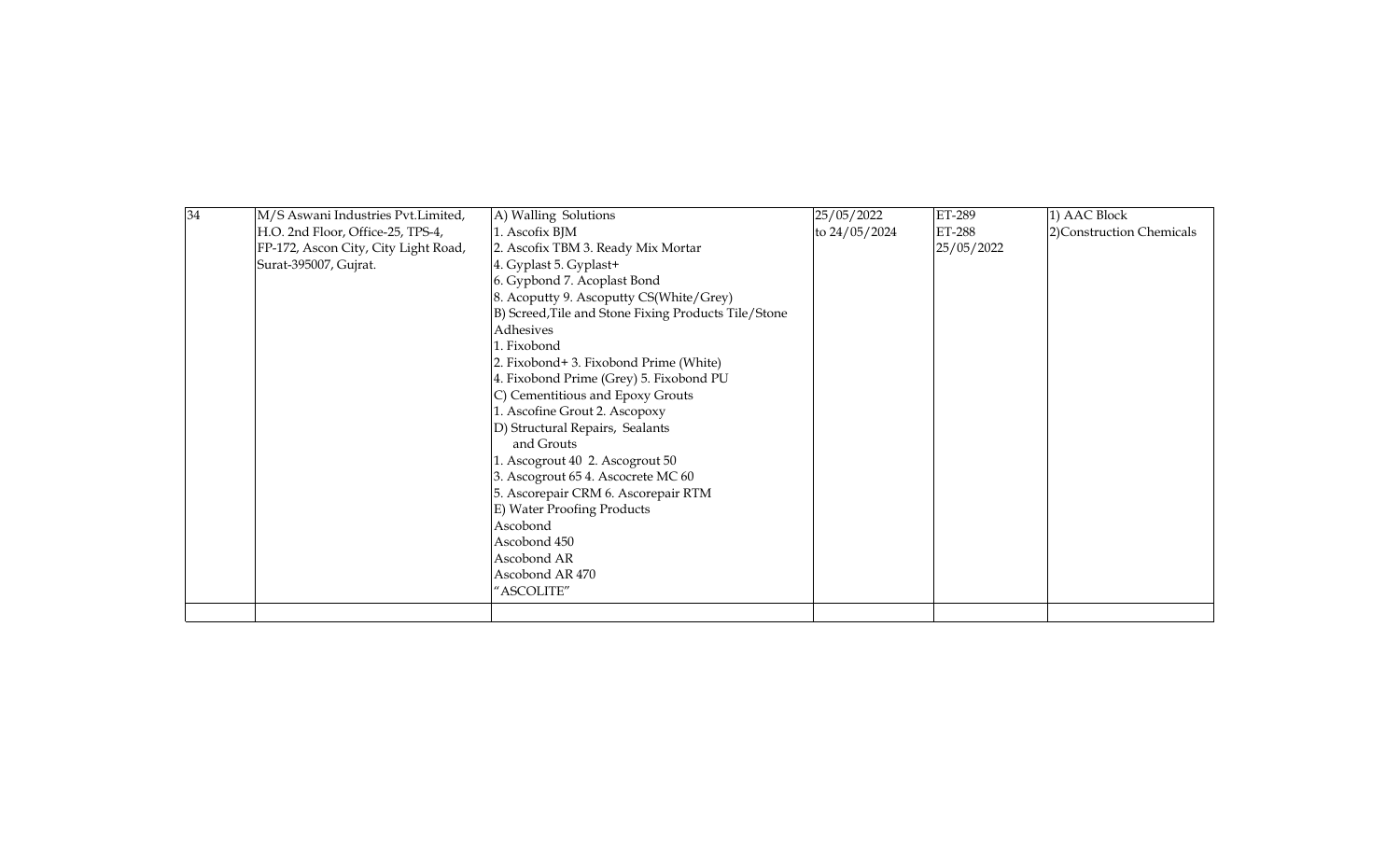| 34 | M/S Aswani Industries Pvt.Limited,<br>H.O. 2nd Floor, Office-25, TPS-4,<br>FP-172, Ascon City, City Light Road,<br>Surat-395007, Gujrat. | A) Walling Solutions<br>1. Ascofix BJM<br>2. Ascofix TBM 3. Ready Mix Mortar<br>4. Gyplast 5. Gyplast+<br>6. Gypbond 7. Acoplast Bond<br>8. Acoputty 9. Ascoputty CS(White/Grey)<br>B) Screed,Tile and Stone Fixing Products Tile/Stone Adhesives<br>1. Fixobond<br>2. Fixobond+ 3. Fixobond Prime (White)<br>4. Fixobond Prime (Grey) 5. Fixobond PU<br>C) Cementitious and Epoxy Grouts<br>1. Ascofine Grout 2. Ascopoxy<br>D) Structural Repairs, Sealants and Grouts<br>1. Ascogrout 40 2. Ascogrout 50<br>3. Ascogrout 65 4. Ascocrete MC 60<br>5. Ascorepair CRM 6. Ascorepair RTM<br>E) Water Proofing Products<br>Ascobond<br>Ascobond 450<br>Ascobond AR<br>Ascobond AR 470<br>"ASCOLITE" | 25/05/2022<br>to 24/05/2024 | ET-289<br>ET-288<br>25/05/2022 | 1) AAC Block<br>2)Construction Chemicals |
|---|---|---|---|---|---|
| | | | | | |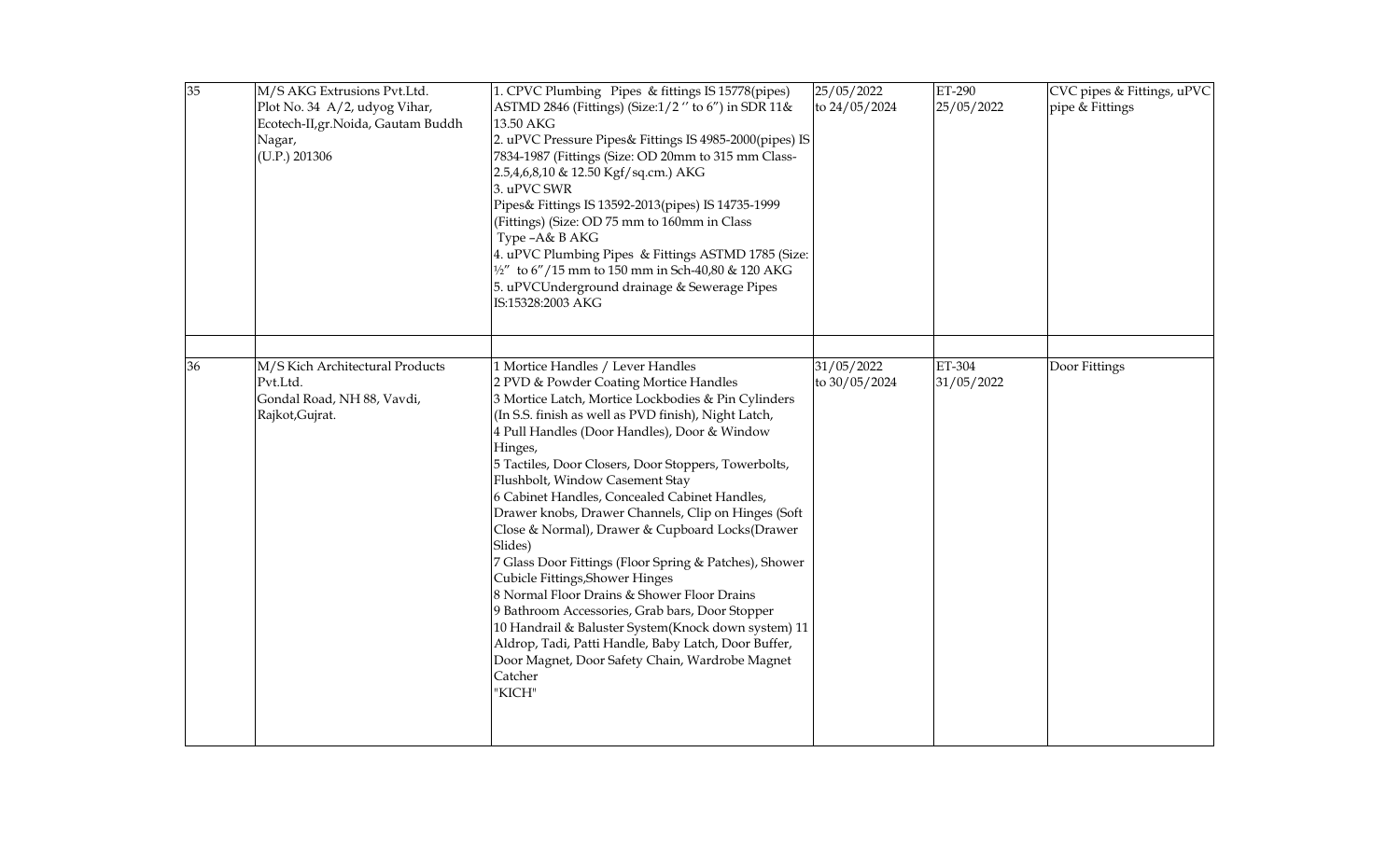| 35 | M/S AKG Extrusions Pvt.Ltd.<br>Plot No. 34 A/2, udyog Vihar,<br>Ecotech-II,gr.Noida, Gautam Buddh Nagar,<br>(U.P.) 201306 | 1. CPVC Plumbing Pipes & fittings IS 15778(pipes) ASTMD 2846 (Fittings) (Size:1/2 '' to 6") in SDR 11& 13.50 AKG<br>2. uPVC Pressure Pipes& Fittings IS 4985-2000(pipes) IS 7834-1987 (Fittings (Size: OD 20mm to 315 mm Class- 2.5,4,6,8,10 & 12.50 Kgf/sq.cm.) AKG<br>3. uPVC SWR<br>Pipes& Fittings IS 13592-2013(pipes) IS 14735-1999 (Fittings) (Size: OD 75 mm to 160mm in Class Type –A& B AKG<br>4. uPVC Plumbing Pipes & Fittings ASTMD 1785 (Size: ½" to 6"/15 mm to 150 mm in Sch-40,80 & 120 AKG<br>5. uPVCUnderground drainage & Sewerage Pipes IS:15328:2003 AKG | 25/05/2022 to 24/05/2024 | ET-290<br>25/05/2022 | CVC pipes & Fittings, uPVC pipe & Fittings |
|---|---|---|---|---|---|
| | | | | | |
| 36 | M/S Kich Architectural Products Pvt.Ltd.<br>Gondal Road, NH 88, Vavdi, Rajkot,Gujrat. | 1 Mortice Handles / Lever Handles<br>2 PVD & Powder Coating Mortice Handles<br>3 Mortice Latch, Mortice Lockbodies & Pin Cylinders (In S.S. finish as well as PVD finish), Night Latch,<br>4 Pull Handles (Door Handles), Door & Window Hinges,<br>5 Tactiles, Door Closers, Door Stoppers, Towerbolts, Flushbolt, Window Casement Stay<br>6 Cabinet Handles, Concealed Cabinet Handles, Drawer knobs, Drawer Channels, Clip on Hinges (Soft Close & Normal), Drawer & Cupboard Locks(Drawer Slides)<br>7 Glass Door Fittings (Floor Spring & Patches), Shower Cubicle Fittings,Shower Hinges<br>8 Normal Floor Drains & Shower Floor Drains<br>9 Bathroom Accessories, Grab bars, Door Stopper<br>10 Handrail & Baluster System(Knock down system) 11 Aldrop, Tadi, Patti Handle, Baby Latch, Door Buffer, Door Magnet, Door Safety Chain, Wardrobe Magnet Catcher<br>"KICH" | 31/05/2022 to 30/05/2024 | ET-304<br>31/05/2022 | Door Fittings |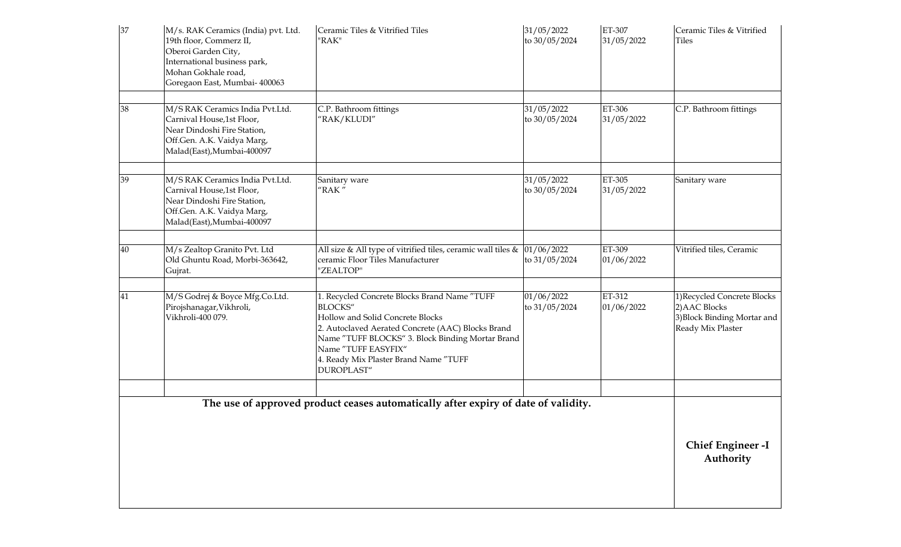| | | | | | |
|---|---|---|---|---|---|
| 37 | M/s. RAK Ceramics (India) pvt. Ltd.<br>19th floor, Commerz II,<br>Oberoi Garden City,<br>International business park,<br>Mohan Gokhale road,<br>Goregaon East, Mumbai- 400063 | Ceramic Tiles & Vitrified Tiles<br>"RAK" | 31/05/2022<br>to 30/05/2024 | ET-307<br>31/05/2022 | Ceramic Tiles & Vitrified Tiles |
| | | | | | |
| 38 | M/S RAK Ceramics India Pvt.Ltd.<br>Carnival House,1st Floor,<br>Near Dindoshi Fire Station,<br>Off.Gen. A.K. Vaidya Marg,<br>Malad(East),Mumbai-400097 | C.P. Bathroom fittings<br>"RAK/KLUDI" | 31/05/2022<br>to 30/05/2024 | ET-306<br>31/05/2022 | C.P. Bathroom fittings |
| | | | | | |
| 39 | M/S RAK Ceramics India Pvt.Ltd.<br>Carnival House,1st Floor,<br>Near Dindoshi Fire Station,<br>Off.Gen. A.K. Vaidya Marg,<br>Malad(East),Mumbai-400097 | Sanitary ware<br>"RAK" | 31/05/2022<br>to 30/05/2024 | ET-305<br>31/05/2022 | Sanitary ware |
| | | | | | |
| 40 | M/s Zealtop Granito Pvt. Ltd<br>Old Ghuntu Road, Morbi-363642,<br>Gujrat. | All size & All type of vitrified tiles, ceramic wall tiles & ceramic Floor Tiles Manufacturer<br>"ZEALTOP" | 01/06/2022<br>to 31/05/2024 | ET-309<br>01/06/2022 | Vitrified tiles, Ceramic |
| | | | | | |
| 41 | M/S Godrej & Boyce Mfg.Co.Ltd.<br>Pirojshanagar,Vikhroli,<br>Vikhroli-400 079. | 1. Recycled Concrete Blocks Brand Name "TUFF BLOCKS"<br>Hollow and Solid Concrete Blocks<br>2. Autoclaved Aerated Concrete (AAC) Blocks Brand Name "TUFF BLOCKS" 3. Block Binding Mortar Brand Name "TUFF EASYFIX"<br>4. Ready Mix Plaster Brand Name "TUFF DUROPLAST" | 01/06/2022<br>to 31/05/2024 | ET-312<br>01/06/2022 | 1)Recycled Concrete Blocks<br>2)AAC Blocks<br>3)Block Binding Mortar and Ready Mix Plaster |
| | | | | | |

**The use of approved product ceases automatically after expiry of date of validity.**

**Chief Engineer -I**
**Authority**